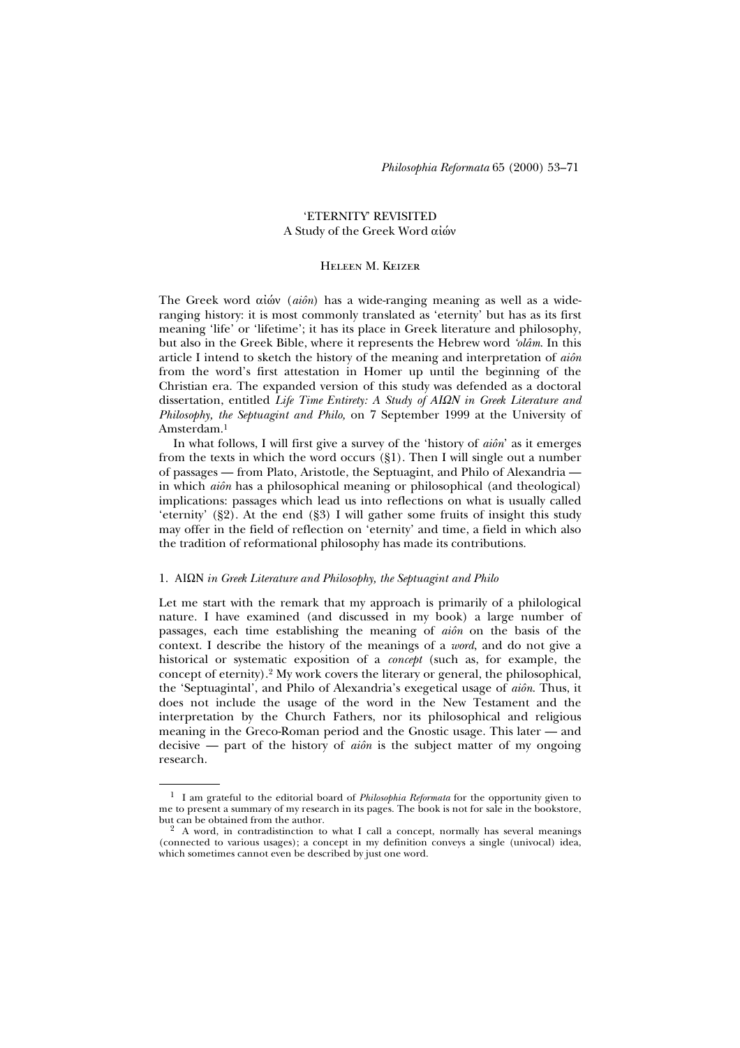# 'ETERNITY' REVISITED
## A Study of the Greek Word αἰών

HELEEN M. KEIZER

The Greek word αἰών (*aiôn*) has a wide-ranging meaning as well as a wide-ranging history: it is most commonly translated as 'eternity' but has as its first meaning 'life' or 'lifetime'; it has its place in Greek literature and philosophy, but also in the Greek Bible, where it represents the Hebrew word *'olâm*. In this article I intend to sketch the history of the meaning and interpretation of *aiôn* from the word's first attestation in Homer up until the beginning of the Christian era. The expanded version of this study was defended as a doctoral dissertation, entitled *Life Time Entirety: A Study of ΑΙΩΝ in Greek Literature and Philosophy, the Septuagint and Philo,* on 7 September 1999 at the University of Amsterdam.[1]

In what follows, I will first give a survey of the 'history of *aiôn*' as it emerges from the texts in which the word occurs (§1). Then I will single out a number of passages — from Plato, Aristotle, the Septuagint, and Philo of Alexandria — in which *aiôn* has a philosophical meaning or philosophical (and theological) implications: passages which lead us into reflections on what is usually called 'eternity' (§2). At the end (§3) I will gather some fruits of insight this study may offer in the field of reflection on 'eternity' and time, a field in which also the tradition of reformational philosophy has made its contributions.

### 1. ΑΙΩΝ *in Greek Literature and Philosophy, the Septuagint and Philo*

Let me start with the remark that my approach is primarily of a philological nature. I have examined (and discussed in my book) a large number of passages, each time establishing the meaning of *aiôn* on the basis of the context. I describe the history of the meanings of a *word*, and do not give a historical or systematic exposition of a *concept* (such as, for example, the concept of eternity).[2] My work covers the literary or general, the philosophical, the 'Septuagintal', and Philo of Alexandria's exegetical usage of *aiôn*. Thus, it does not include the usage of the word in the New Testament and the interpretation by the Church Fathers, nor its philosophical and religious meaning in the Greco-Roman period and the Gnostic usage. This later — and decisive — part of the history of *aiôn* is the subject matter of my ongoing research.

---

[1] I am grateful to the editorial board of *Philosophia Reformata* for the opportunity given to me to present a summary of my research in its pages. The book is not for sale in the bookstore, but can be obtained from the author.

[2] A word, in contradistinction to what I call a concept, normally has several meanings (connected to various usages); a concept in my definition conveys a single (univocal) idea, which sometimes cannot even be described by just one word.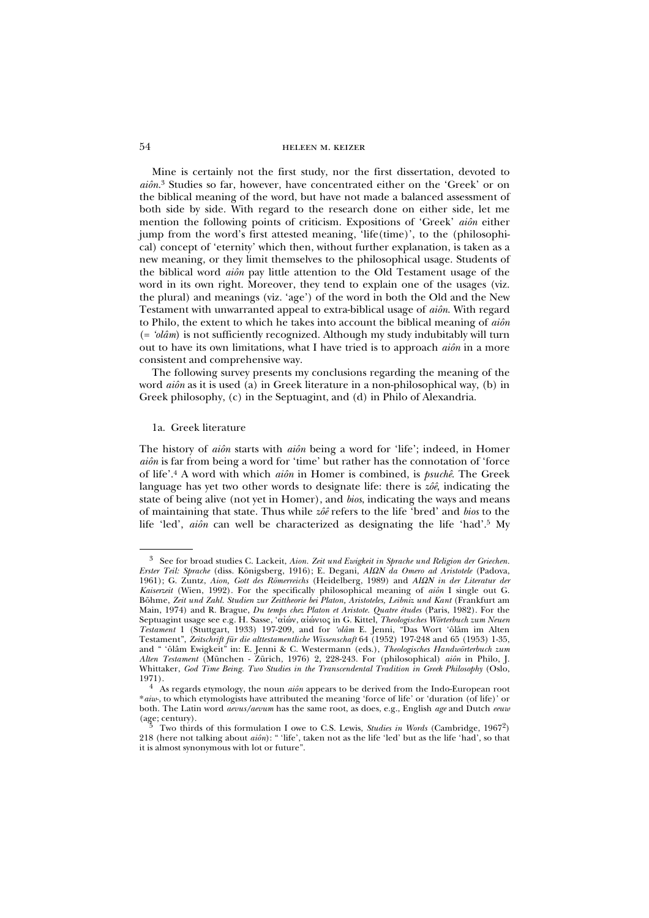Mine is certainly not the first study, nor the first dissertation, devoted to *aiôn*.[3] Studies so far, however, have concentrated either on the 'Greek' or on the biblical meaning of the word, but have not made a balanced assessment of both side by side. With regard to the research done on either side, let me mention the following points of criticism. Expositions of 'Greek' *aiôn* either jump from the word's first attested meaning, 'life(time)', to the (philosophical) concept of 'eternity' which then, without further explanation, is taken as a new meaning, or they limit themselves to the philosophical usage. Students of the biblical word *aiôn* pay little attention to the Old Testament usage of the word in its own right. Moreover, they tend to explain one of the usages (viz. the plural) and meanings (viz. 'age') of the word in both the Old and the New Testament with unwarranted appeal to extra-biblical usage of *aiôn*. With regard to Philo, the extent to which he takes into account the biblical meaning of *aiôn* (= *'olâm*) is not sufficiently recognized. Although my study indubitably will turn out to have its own limitations, what I have tried is to approach *aiôn* in a more consistent and comprehensive way.

The following survey presents my conclusions regarding the meaning of the word *aiôn* as it is used (a) in Greek literature in a non-philosophical way, (b) in Greek philosophy, (c) in the Septuagint, and (d) in Philo of Alexandria.

### 1a. Greek literature

The history of *aiôn* starts with *aiôn* being a word for 'life'; indeed, in Homer *aiôn* is far from being a word for 'time' but rather has the connotation of 'force of life'.[4] A word with which *aiôn* in Homer is combined, is *psuchê*. The Greek language has yet two other words to designate life: there is *zôê*, indicating the state of being alive (not yet in Homer), and *bios*, indicating the ways and means of maintaining that state. Thus while *zôê* refers to the life 'bred' and *bios* to the life 'led', *aiôn* can well be characterized as designating the life 'had'.[5] My

---

[3] See for broad studies C. Lackeit, *Aion. Zeit und Ewigkeit in Sprache und Religion der Griechen. Erster Teil: Sprache* (diss. Königsberg, 1916); E. Degani, *ΑΙΩΝ da Omero ad Aristotele* (Padova, 1961); G. Zuntz, *Aion, Gott des Römerreichs* (Heidelberg, 1989) and *ΑΙΩΝ in der Literatur der Kaiserzeit* (Wien, 1992). For the specifically philosophical meaning of *aiôn* I single out G. Böhme, *Zeit und Zahl. Studien zur Zeittheorie bei Platon, Aristoteles, Leibniz und Kant* (Frankfurt am Main, 1974) and R. Brague, *Du temps chez Platon et Aristote. Quatre études* (Paris, 1982). For the Septuagint usage see e.g. H. Sasse, 'αἰών, αἰώνιος in G. Kittel, *Theologisches Wörterbuch zum Neuen Testament* 1 (Stuttgart, 1933) 197-209, and for *'olâm* E. Jenni, "Das Wort 'ôlâm im Alten Testament", *Zeitschrift für die alttestamentliche Wissenschaft* 64 (1952) 197-248 and 65 (1953) 1-35, and " 'ôlâm Ewigkeit" in: E. Jenni & C. Westermann (eds.), *Theologisches Handwörterbuch zum Alten Testament* (München - Zürich, 1976) 2, 228-243. For (philosophical) *aiôn* in Philo, J. Whittaker, *God Time Being. Two Studies in the Transcendental Tradition in Greek Philosophy* (Oslo, 1971).

[4] As regards etymology, the noun *aiôn* appears to be derived from the Indo-European root \**aiw-*, to which etymologists have attributed the meaning 'force of life' or 'duration (of life)' or both. The Latin word *aevus/aevum* has the same root, as does, e.g., English *age* and Dutch *eeuw* (age; century).

[5] Two thirds of this formulation I owe to C.S. Lewis, *Studies in Words* (Cambridge, 1967$^{2}$) 218 (here not talking about *aiôn*): " 'life', taken not as the life 'led' but as the life 'had', so that it is almost synonymous with lot or future".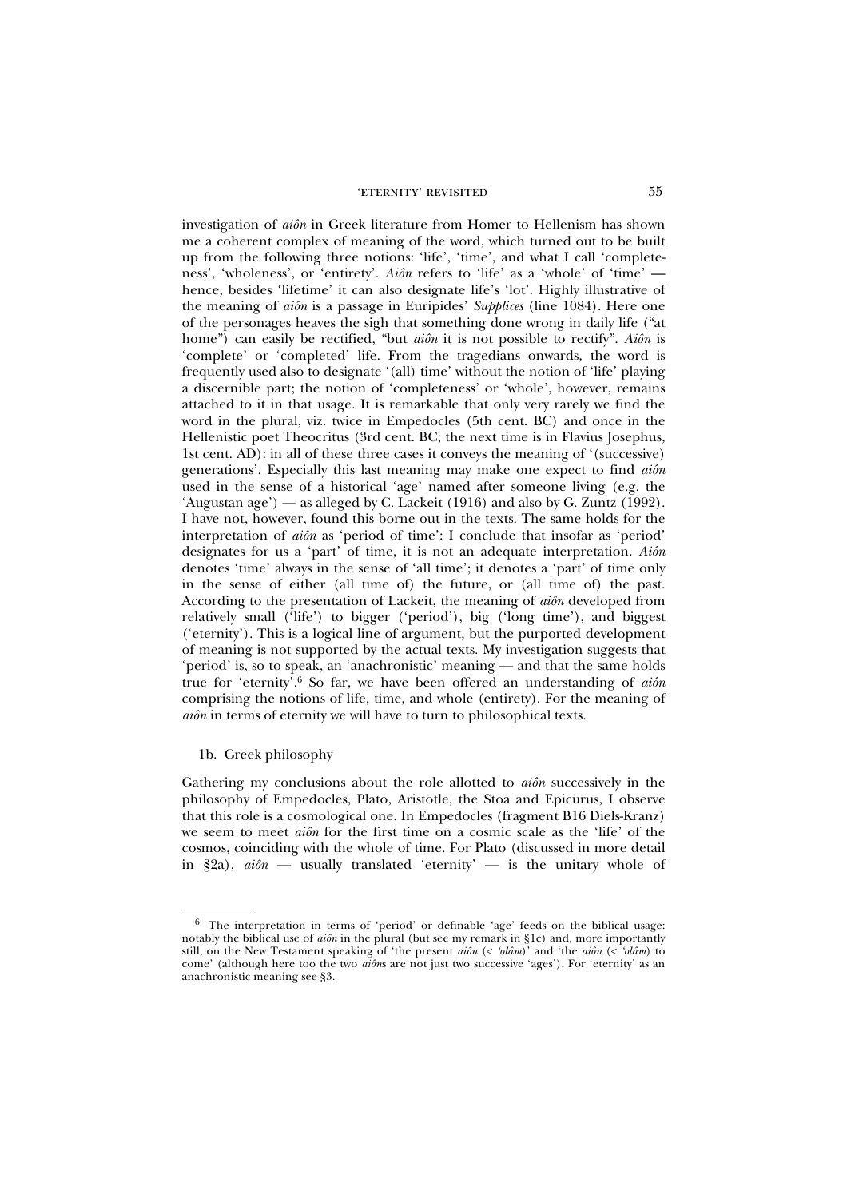investigation of *aiôn* in Greek literature from Homer to Hellenism has shown me a coherent complex of meaning of the word, which turned out to be built up from the following three notions: 'life', 'time', and what I call 'completeness', 'wholeness', or 'entirety'. *Aiôn* refers to 'life' as a 'whole' of 'time' — hence, besides 'lifetime' it can also designate life's 'lot'. Highly illustrative of the meaning of *aiôn* is a passage in Euripides' *Supplices* (line 1084). Here one of the personages heaves the sigh that something done wrong in daily life ("at home") can easily be rectified, "but *aiôn* it is not possible to rectify". *Aiôn* is 'complete' or 'completed' life. From the tragedians onwards, the word is frequently used also to designate '(all) time' without the notion of 'life' playing a discernible part; the notion of 'completeness' or 'whole', however, remains attached to it in that usage. It is remarkable that only very rarely we find the word in the plural, viz. twice in Empedocles (5th cent. BC) and once in the Hellenistic poet Theocritus (3rd cent. BC; the next time is in Flavius Josephus, 1st cent. AD): in all of these three cases it conveys the meaning of '(successive) generations'. Especially this last meaning may make one expect to find *aiôn* used in the sense of a historical 'age' named after someone living (e.g. the 'Augustan age') — as alleged by C. Lackeit (1916) and also by G. Zuntz (1992). I have not, however, found this borne out in the texts. The same holds for the interpretation of *aiôn* as 'period of time': I conclude that insofar as 'period' designates for us a 'part' of time, it is not an adequate interpretation. *Aiôn* denotes 'time' always in the sense of 'all time'; it denotes a 'part' of time only in the sense of either (all time of) the future, or (all time of) the past. According to the presentation of Lackeit, the meaning of *aiôn* developed from relatively small ('life') to bigger ('period'), big ('long time'), and biggest ('eternity'). This is a logical line of argument, but the purported development of meaning is not supported by the actual texts. My investigation suggests that 'period' is, so to speak, an 'anachronistic' meaning — and that the same holds true for 'eternity'.[6] So far, we have been offered an understanding of *aiôn* comprising the notions of life, time, and whole (entirety). For the meaning of *aiôn* in terms of eternity we will have to turn to philosophical texts.

### 1b. Greek philosophy

Gathering my conclusions about the role allotted to *aiôn* successively in the philosophy of Empedocles, Plato, Aristotle, the Stoa and Epicurus, I observe that this role is a cosmological one. In Empedocles (fragment B16 Diels-Kranz) we seem to meet *aiôn* for the first time on a cosmic scale as the 'life' of the cosmos, coinciding with the whole of time. For Plato (discussed in more detail in §2a), *aiôn* — usually translated 'eternity' — is the unitary whole of

---

[6] The interpretation in terms of 'period' or definable 'age' feeds on the biblical usage: notably the biblical use of *aiôn* in the plural (but see my remark in §1c) and, more importantly still, on the New Testament speaking of 'the present *aiôn* (< *'olâm*)' and 'the *aiôn* (< *'olâm*) to come' (although here too the two *aiôn*s are not just two successive 'ages'). For 'eternity' as an anachronistic meaning see §3.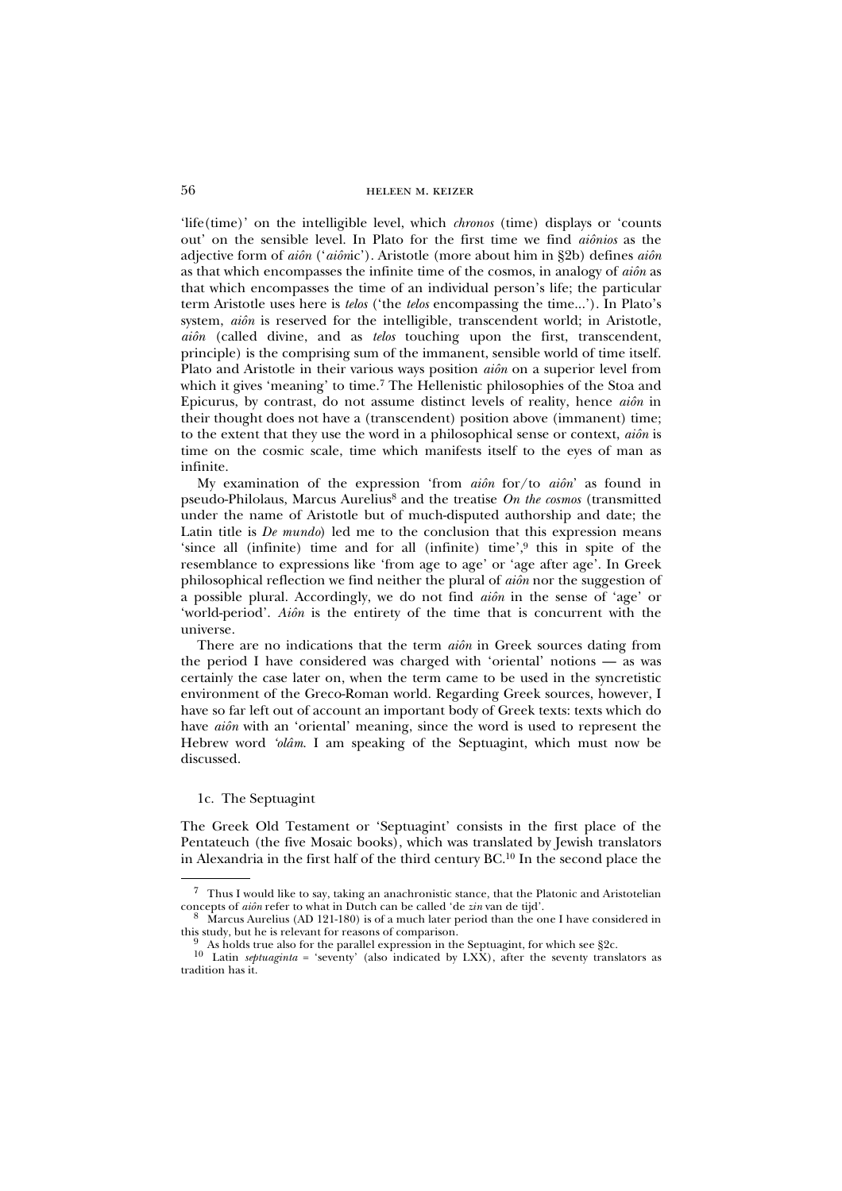'life(time)' on the intelligible level, which *chronos* (time) displays or 'counts out' on the sensible level. In Plato for the first time we find *aiônios* as the adjective form of *aiôn* ('*aiôn*ic'). Aristotle (more about him in §2b) defines *aiôn* as that which encompasses the infinite time of the cosmos, in analogy of *aiôn* as that which encompasses the time of an individual person's life; the particular term Aristotle uses here is *telos* ('the *telos* encompassing the time...'). In Plato's system, *aiôn* is reserved for the intelligible, transcendent world; in Aristotle, *aiôn* (called divine, and as *telos* touching upon the first, transcendent, principle) is the comprising sum of the immanent, sensible world of time itself. Plato and Aristotle in their various ways position *aiôn* on a superior level from which it gives 'meaning' to time.[7] The Hellenistic philosophies of the Stoa and Epicurus, by contrast, do not assume distinct levels of reality, hence *aiôn* in their thought does not have a (transcendent) position above (immanent) time; to the extent that they use the word in a philosophical sense or context, *aiôn* is time on the cosmic scale, time which manifests itself to the eyes of man as infinite.

My examination of the expression 'from *aiôn* for/to *aiôn*' as found in pseudo-Philolaus, Marcus Aurelius[8] and the treatise *On the cosmos* (transmitted under the name of Aristotle but of much-disputed authorship and date; the Latin title is *De mundo*) led me to the conclusion that this expression means 'since all (infinite) time and for all (infinite) time',[9] this in spite of the resemblance to expressions like 'from age to age' or 'age after age'. In Greek philosophical reflection we find neither the plural of *aiôn* nor the suggestion of a possible plural. Accordingly, we do not find *aiôn* in the sense of 'age' or 'world-period'. *Aiôn* is the entirety of the time that is concurrent with the universe.

There are no indications that the term *aiôn* in Greek sources dating from the period I have considered was charged with 'oriental' notions — as was certainly the case later on, when the term came to be used in the syncretistic environment of the Greco-Roman world. Regarding Greek sources, however, I have so far left out of account an important body of Greek texts: texts which do have *aiôn* with an 'oriental' meaning, since the word is used to represent the Hebrew word *'olâm*. I am speaking of the Septuagint, which must now be discussed.

### 1c. The Septuagint

The Greek Old Testament or 'Septuagint' consists in the first place of the Pentateuch (the five Mosaic books), which was translated by Jewish translators in Alexandria in the first half of the third century BC.[10] In the second place the

---

[7] Thus I would like to say, taking an anachronistic stance, that the Platonic and Aristotelian concepts of *aiôn* refer to what in Dutch can be called 'de *zin* van de tijd'.

[8] Marcus Aurelius (AD 121-180) is of a much later period than the one I have considered in this study, but he is relevant for reasons of comparison.

[9] As holds true also for the parallel expression in the Septuagint, for which see §2c.

[10] Latin *septuaginta* = 'seventy' (also indicated by LXX), after the seventy translators as tradition has it.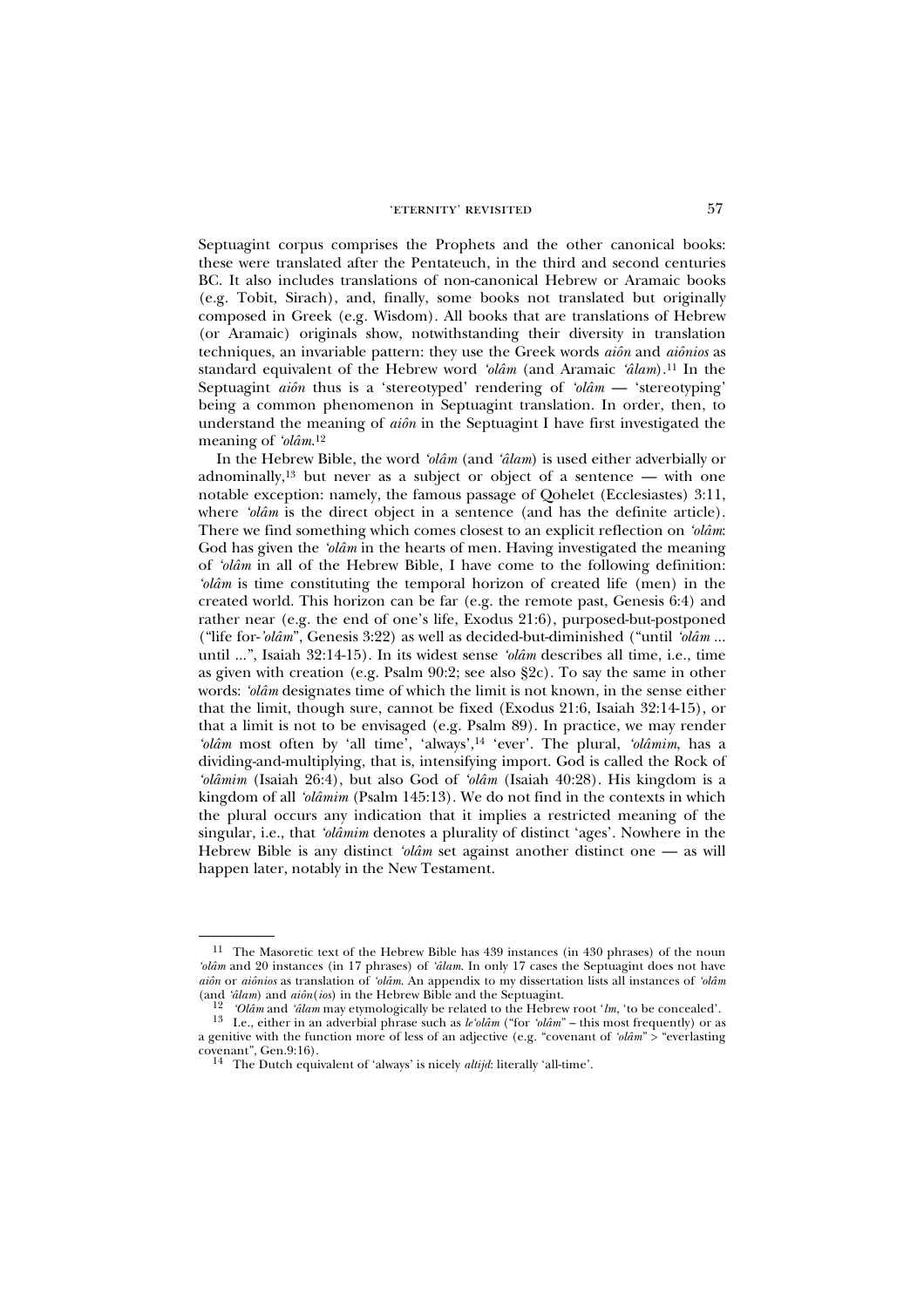Septuagint corpus comprises the Prophets and the other canonical books: these were translated after the Pentateuch, in the third and second centuries BC. It also includes translations of non-canonical Hebrew or Aramaic books (e.g. Tobit, Sirach), and, finally, some books not translated but originally composed in Greek (e.g. Wisdom). All books that are translations of Hebrew (or Aramaic) originals show, notwithstanding their diversity in translation techniques, an invariable pattern: they use the Greek words *aiôn* and *aiônios* as standard equivalent of the Hebrew word *'olâm* (and Aramaic *'âlam*).[11] In the Septuagint *aiôn* thus is a 'stereotyped' rendering of *'olâm* — 'stereotyping' being a common phenomenon in Septuagint translation. In order, then, to understand the meaning of *aiôn* in the Septuagint I have first investigated the meaning of *'olâm*.[12]

In the Hebrew Bible, the word *'olâm* (and *'âlam*) is used either adverbially or adnominally,[13] but never as a subject or object of a sentence — with one notable exception: namely, the famous passage of Qohelet (Ecclesiastes) 3:11, where *'olâm* is the direct object in a sentence (and has the definite article). There we find something which comes closest to an explicit reflection on *'olâm*: God has given the *'olâm* in the hearts of men. Having investigated the meaning of *'olâm* in all of the Hebrew Bible, I have come to the following definition: *'olâm* is time constituting the temporal horizon of created life (men) in the created world. This horizon can be far (e.g. the remote past, Genesis 6:4) and rather near (e.g. the end of one's life, Exodus 21:6), purposed-but-postponed ("life for-*'olâm*", Genesis 3:22) as well as decided-but-diminished ("until *'olâm* ... until ...", Isaiah 32:14-15). In its widest sense *'olâm* describes all time, i.e., time as given with creation (e.g. Psalm 90:2; see also §2c). To say the same in other words: *'olâm* designates time of which the limit is not known, in the sense either that the limit, though sure, cannot be fixed (Exodus 21:6, Isaiah 32:14-15), or that a limit is not to be envisaged (e.g. Psalm 89). In practice, we may render *'olâm* most often by 'all time', 'always',[14] 'ever'. The plural, *'olâmim*, has a dividing-and-multiplying, that is, intensifying import. God is called the Rock of *'olâmim* (Isaiah 26:4), but also God of *'olâm* (Isaiah 40:28). His kingdom is a kingdom of all *'olâmim* (Psalm 145:13). We do not find in the contexts in which the plural occurs any indication that it implies a restricted meaning of the singular, i.e., that *'olâmim* denotes a plurality of distinct 'ages'. Nowhere in the Hebrew Bible is any distinct *'olâm* set against another distinct one — as will happen later, notably in the New Testament.

---

[11] The Masoretic text of the Hebrew Bible has 439 instances (in 430 phrases) of the noun *'olâm* and 20 instances (in 17 phrases) of *'âlam*. In only 17 cases the Septuagint does not have *aiôn* or *aiônios* as translation of *'olâm*. An appendix to my dissertation lists all instances of *'olâm* (and *'âlam*) and *aiôn*(*ios*) in the Hebrew Bible and the Septuagint.

[12] *'Olâm* and *'âlam* may etymologically be related to the Hebrew root *'lm*, 'to be concealed'.

[13] I.e., either in an adverbial phrase such as *le'olâm* ("for *'olâm*" – this most frequently) or as a genitive with the function more of less of an adjective (e.g. "covenant of *'olâm*" > "everlasting covenant", Gen.9:16).

[14] The Dutch equivalent of 'always' is nicely *altijd*: literally 'all-time'.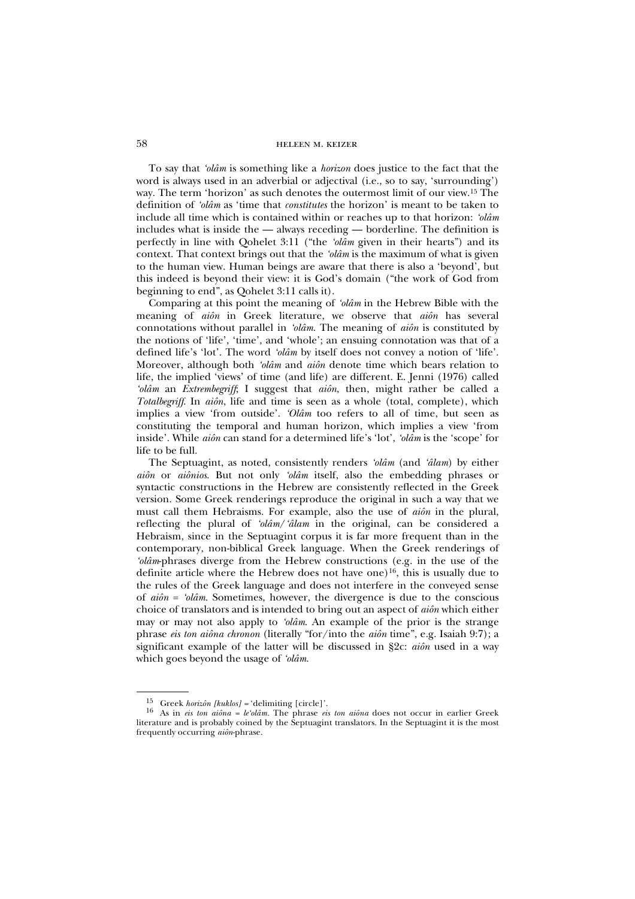To say that *'olâm* is something like a *horizon* does justice to the fact that the word is always used in an adverbial or adjectival (i.e., so to say, 'surrounding') way. The term 'horizon' as such denotes the outermost limit of our view.[15] The definition of *'olâm* as 'time that *constitutes* the horizon' is meant to be taken to include all time which is contained within or reaches up to that horizon: *'olâm* includes what is inside the — always receding — borderline. The definition is perfectly in line with Qohelet 3:11 ("the *'olâm* given in their hearts") and its context. That context brings out that the *'olâm* is the maximum of what is given to the human view. Human beings are aware that there is also a 'beyond', but this indeed is beyond their view: it is God's domain ("the work of God from beginning to end", as Qohelet 3:11 calls it).

Comparing at this point the meaning of *'olâm* in the Hebrew Bible with the meaning of *aiôn* in Greek literature, we observe that *aiôn* has several connotations without parallel in *'olâm*. The meaning of *aiôn* is constituted by the notions of 'life', 'time', and 'whole'; an ensuing connotation was that of a defined life's 'lot'. The word *'olâm* by itself does not convey a notion of 'life'. Moreover, although both *'olâm* and *aiôn* denote time which bears relation to life, the implied 'views' of time (and life) are different. E. Jenni (1976) called *'olâm* an *Extrembegriff*; I suggest that *aiôn*, then, might rather be called a *Totalbegriff*. In *aiôn*, life and time is seen as a whole (total, complete), which implies a view 'from outside'. *'Olâm* too refers to all of time, but seen as constituting the temporal and human horizon, which implies a view 'from inside'. While *aiôn* can stand for a determined life's 'lot', *'olâm* is the 'scope' for life to be full.

The Septuagint, as noted, consistently renders *'olâm* (and *'âlam*) by either *aiôn* or *aiônios*. But not only *'olâm* itself, also the embedding phrases or syntactic constructions in the Hebrew are consistently reflected in the Greek version. Some Greek renderings reproduce the original in such a way that we must call them Hebraisms. For example, also the use of *aiôn* in the plural, reflecting the plural of *'olâm/'âlam* in the original, can be considered a Hebraism, since in the Septuagint corpus it is far more frequent than in the contemporary, non-biblical Greek language. When the Greek renderings of *'olâm*-phrases diverge from the Hebrew constructions (e.g. in the use of the definite article where the Hebrew does not have one)[16], this is usually due to the rules of the Greek language and does not interfere in the conveyed sense of *aiôn* = *'olâm*. Sometimes, however, the divergence is due to the conscious choice of translators and is intended to bring out an aspect of *aiôn* which either may or may not also apply to *'olâm*. An example of the prior is the strange phrase *eis ton aiôna chronon* (literally "for/into the *aiôn* time", e.g. Isaiah 9:7); a significant example of the latter will be discussed in §2c: *aiôn* used in a way which goes beyond the usage of *'olâm*.

---

[15] Greek *horizôn [kuklos]* = 'delimiting [circle]'.

[16] As in *eis ton aiôna* = *le'olâm*. The phrase *eis ton aiôna* does not occur in earlier Greek literature and is probably coined by the Septuagint translators. In the Septuagint it is the most frequently occurring *aiôn*-phrase.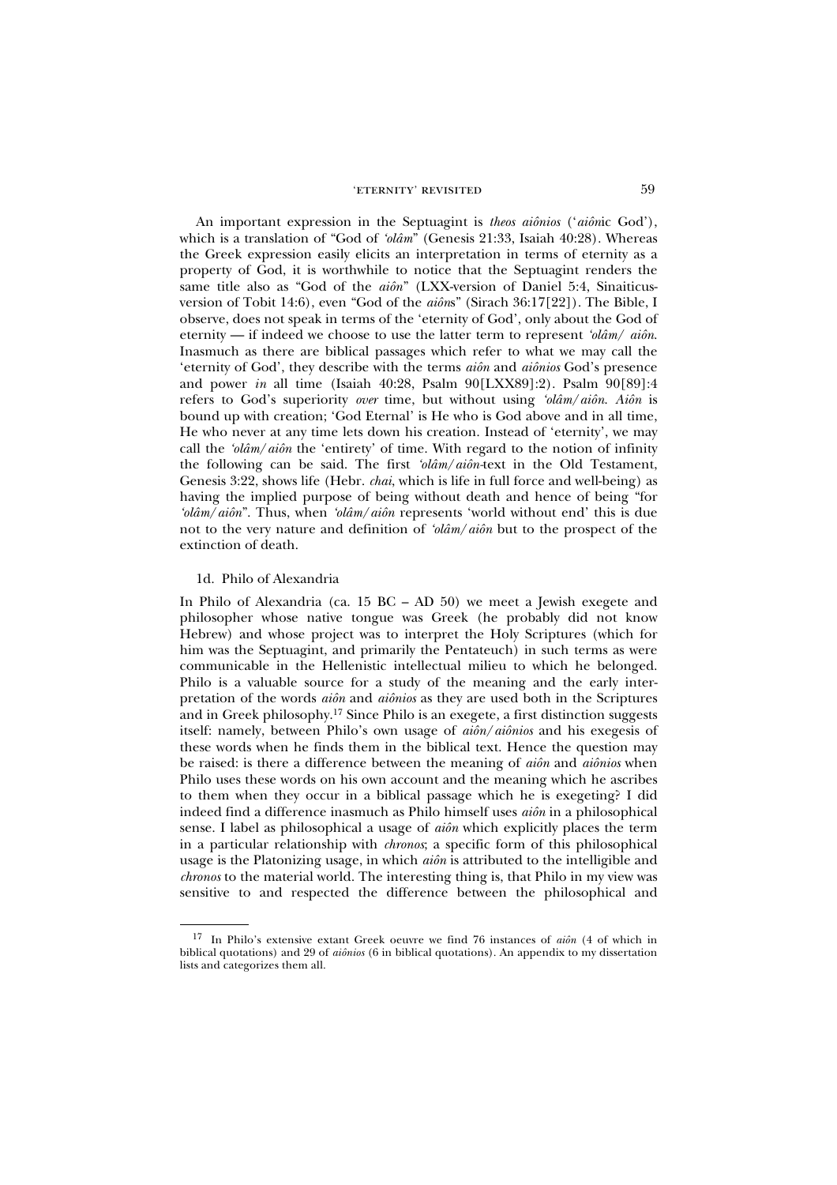An important expression in the Septuagint is *theos aiônios* ('*aiôn*ic God'), which is a translation of "God of *'olâm*" (Genesis 21:33, Isaiah 40:28). Whereas the Greek expression easily elicits an interpretation in terms of eternity as a property of God, it is worthwhile to notice that the Septuagint renders the same title also as "God of the *aiôn*" (LXX-version of Daniel 5:4, Sinaiticus-version of Tobit 14:6), even "God of the *aiôn*s" (Sirach 36:17[22]). The Bible, I observe, does not speak in terms of the 'eternity of God', only about the God of eternity — if indeed we choose to use the latter term to represent *'olâm/ aiôn*. Inasmuch as there are biblical passages which refer to what we may call the 'eternity of God', they describe with the terms *aiôn* and *aiônios* God's presence and power *in* all time (Isaiah 40:28, Psalm 90[LXX89]:2). Psalm 90[89]:4 refers to God's superiority *over* time, but without using *'olâm/aiôn*. *Aiôn* is bound up with creation; 'God Eternal' is He who is God above and in all time, He who never at any time lets down his creation. Instead of 'eternity', we may call the *'olâm/aiôn* the 'entirety' of time. With regard to the notion of infinity the following can be said. The first *'olâm/aiôn*-text in the Old Testament, Genesis 3:22, shows life (Hebr. *chai*, which is life in full force and well-being) as having the implied purpose of being without death and hence of being "for *'olâm/aiôn*". Thus, when *'olâm/aiôn* represents 'world without end' this is due not to the very nature and definition of *'olâm/aiôn* but to the prospect of the extinction of death.

### 1d. Philo of Alexandria

In Philo of Alexandria (ca. 15 BC – AD 50) we meet a Jewish exegete and philosopher whose native tongue was Greek (he probably did not know Hebrew) and whose project was to interpret the Holy Scriptures (which for him was the Septuagint, and primarily the Pentateuch) in such terms as were communicable in the Hellenistic intellectual milieu to which he belonged. Philo is a valuable source for a study of the meaning and the early interpretation of the words *aiôn* and *aiônios* as they are used both in the Scriptures and in Greek philosophy.[17] Since Philo is an exegete, a first distinction suggests itself: namely, between Philo's own usage of *aiôn/aiônios* and his exegesis of these words when he finds them in the biblical text. Hence the question may be raised: is there a difference between the meaning of *aiôn* and *aiônios* when Philo uses these words on his own account and the meaning which he ascribes to them when they occur in a biblical passage which he is exegeting? I did indeed find a difference inasmuch as Philo himself uses *aiôn* in a philosophical sense. I label as philosophical a usage of *aiôn* which explicitly places the term in a particular relationship with *chronos*; a specific form of this philosophical usage is the Platonizing usage, in which *aiôn* is attributed to the intelligible and *chronos* to the material world. The interesting thing is, that Philo in my view was sensitive to and respected the difference between the philosophical and

---

[17] In Philo's extensive extant Greek oeuvre we find 76 instances of *aiôn* (4 of which in biblical quotations) and 29 of *aiônios* (6 in biblical quotations). An appendix to my dissertation lists and categorizes them all.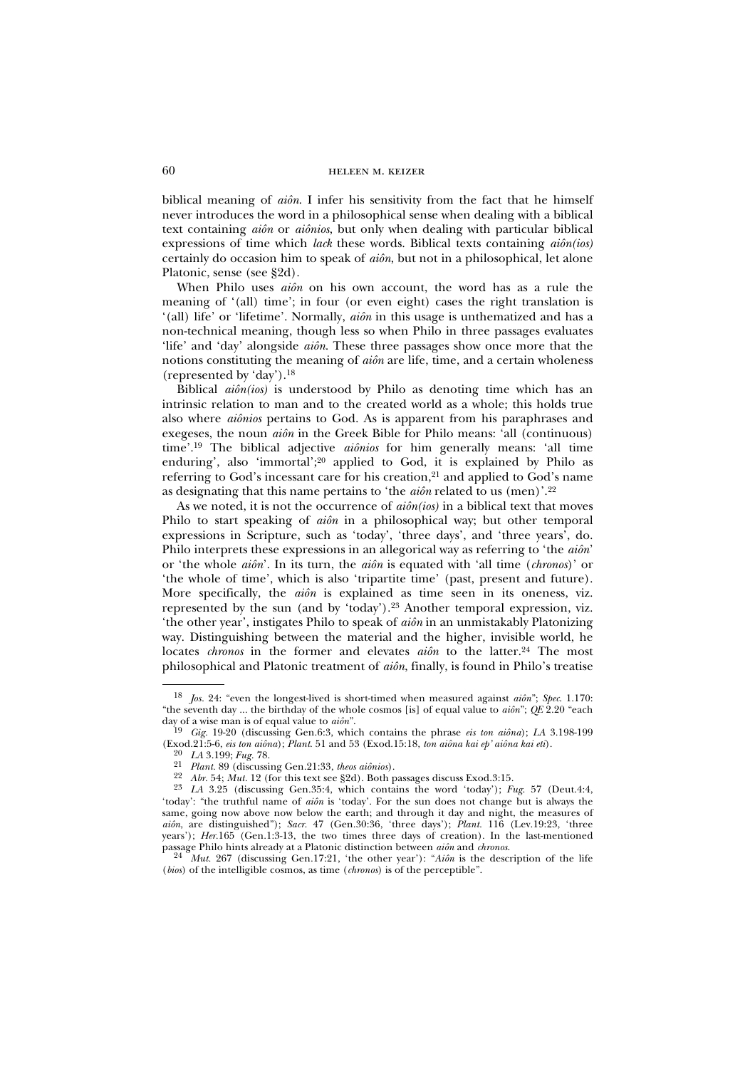biblical meaning of *aiôn*. I infer his sensitivity from the fact that he himself never introduces the word in a philosophical sense when dealing with a biblical text containing *aiôn* or *aiônios*, but only when dealing with particular biblical expressions of time which *lack* these words. Biblical texts containing *aiôn(ios)* certainly do occasion him to speak of *aiôn*, but not in a philosophical, let alone Platonic, sense (see §2d).

When Philo uses *aiôn* on his own account, the word has as a rule the meaning of '(all) time'; in four (or even eight) cases the right translation is '(all) life' or 'lifetime'. Normally, *aiôn* in this usage is unthematized and has a non-technical meaning, though less so when Philo in three passages evaluates 'life' and 'day' alongside *aiôn*. These three passages show once more that the notions constituting the meaning of *aiôn* are life, time, and a certain wholeness (represented by 'day').[18]

Biblical *aiôn(ios)* is understood by Philo as denoting time which has an intrinsic relation to man and to the created world as a whole; this holds true also where *aiônios* pertains to God. As is apparent from his paraphrases and exegeses, the noun *aiôn* in the Greek Bible for Philo means: 'all (continuous) time'.[19] The biblical adjective *aiônios* for him generally means: 'all time enduring', also 'immortal';[20] applied to God, it is explained by Philo as referring to God's incessant care for his creation,[21] and applied to God's name as designating that this name pertains to 'the *aiôn* related to us (men)'.[22]

As we noted, it is not the occurrence of *aiôn(ios)* in a biblical text that moves Philo to start speaking of *aiôn* in a philosophical way; but other temporal expressions in Scripture, such as 'today', 'three days', and 'three years', do. Philo interprets these expressions in an allegorical way as referring to 'the *aiôn*' or 'the whole *aiôn*'. In its turn, the *aiôn* is equated with 'all time (*chronos*)' or 'the whole of time', which is also 'tripartite time' (past, present and future). More specifically, the *aiôn* is explained as time seen in its oneness, viz. represented by the sun (and by 'today').[23] Another temporal expression, viz. 'the other year', instigates Philo to speak of *aiôn* in an unmistakably Platonizing way. Distinguishing between the material and the higher, invisible world, he locates *chronos* in the former and elevates *aiôn* to the latter.[24] The most philosophical and Platonic treatment of *aiôn*, finally, is found in Philo's treatise

---

[18] *Jos.* 24: "even the longest-lived is short-timed when measured against *aiôn*"; *Spec.* 1.170: "the seventh day ... the birthday of the whole cosmos [is] of equal value to *aiôn*"; *QE* 2.20 "each day of a wise man is of equal value to *aiôn*".

[19] *Gig.* 19-20 (discussing Gen.6:3, which contains the phrase *eis ton aiôna*); *LA* 3.198-199 (Exod.21:5-6, *eis ton aiôna*); *Plant.* 51 and 53 (Exod.15:18, *ton aiôna kai ep' aiôna kai eti*).

[20] *LA* 3.199; *Fug.* 78.

[21] *Plant.* 89 (discussing Gen.21:33, *theos aiônios*).

[22] *Abr.* 54; *Mut.* 12 (for this text see §2d). Both passages discuss Exod.3:15.

[23] *LA* 3.25 (discussing Gen.35:4, which contains the word 'today'); *Fug.* 57 (Deut.4:4, 'today': "the truthful name of *aiôn* is 'today'. For the sun does not change but is always the same, going now above now below the earth; and through it day and night, the measures of *aiôn*, are distinguished"); *Sacr.* 47 (Gen.30:36, 'three days'); *Plant.* 116 (Lev.19:23, 'three years'); *Her.*165 (Gen.1:3-13, the two times three days of creation). In the last-mentioned passage Philo hints already at a Platonic distinction between *aiôn* and *chronos*.

[24] *Mut.* 267 (discussing Gen.17:21, 'the other year'): "*Aiôn* is the description of the life (*bios*) of the intelligible cosmos, as time (*chronos*) is of the perceptible".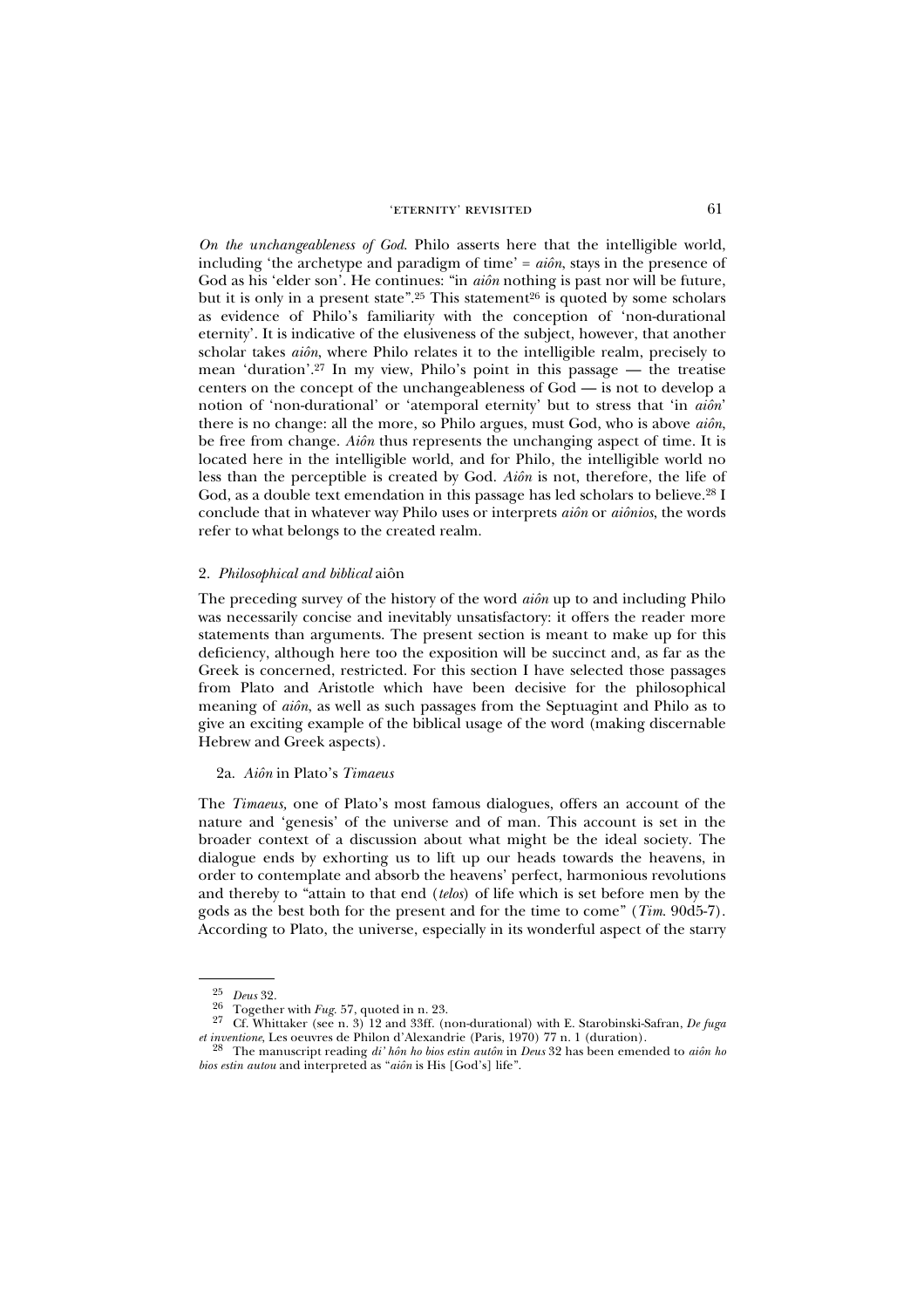*On the unchangeableness of God*. Philo asserts here that the intelligible world, including 'the archetype and paradigm of time' = *aiôn*, stays in the presence of God as his 'elder son'. He continues: "in *aiôn* nothing is past nor will be future, but it is only in a present state".[25] This statement[26] is quoted by some scholars as evidence of Philo's familiarity with the conception of 'non-durational eternity'. It is indicative of the elusiveness of the subject, however, that another scholar takes *aiôn*, where Philo relates it to the intelligible realm, precisely to mean 'duration'.[27] In my view, Philo's point in this passage — the treatise centers on the concept of the unchangeableness of God — is not to develop a notion of 'non-durational' or 'atemporal eternity' but to stress that 'in *aiôn*' there is no change: all the more, so Philo argues, must God, who is above *aiôn*, be free from change. *Aiôn* thus represents the unchanging aspect of time. It is located here in the intelligible world, and for Philo, the intelligible world no less than the perceptible is created by God. *Aiôn* is not, therefore, the life of God, as a double text emendation in this passage has led scholars to believe.[28] I conclude that in whatever way Philo uses or interprets *aiôn* or *aiônios*, the words refer to what belongs to the created realm.

## 2. *Philosophical and biblical* aiôn

The preceding survey of the history of the word *aiôn* up to and including Philo was necessarily concise and inevitably unsatisfactory: it offers the reader more statements than arguments. The present section is meant to make up for this deficiency, although here too the exposition will be succinct and, as far as the Greek is concerned, restricted. For this section I have selected those passages from Plato and Aristotle which have been decisive for the philosophical meaning of *aiôn*, as well as such passages from the Septuagint and Philo as to give an exciting example of the biblical usage of the word (making discernable Hebrew and Greek aspects).

### 2a. *Aiôn* in Plato's *Timaeus*

The *Timaeus*, one of Plato's most famous dialogues, offers an account of the nature and 'genesis' of the universe and of man. This account is set in the broader context of a discussion about what might be the ideal society. The dialogue ends by exhorting us to lift up our heads towards the heavens, in order to contemplate and absorb the heavens' perfect, harmonious revolutions and thereby to "attain to that end (*telos*) of life which is set before men by the gods as the best both for the present and for the time to come" (*Tim.* 90d5-7). According to Plato, the universe, especially in its wonderful aspect of the starry

---

[25] *Deus* 32.

[26] Together with *Fug.* 57, quoted in n. 23.

[27] Cf. Whittaker (see n. 3) 12 and 33ff. (non-durational) with E. Starobinski-Safran, *De fuga et inventione*, Les oeuvres de Philon d'Alexandrie (Paris, 1970) 77 n. 1 (duration).

[28] The manuscript reading *di' hôn ho bios estin autôn* in *Deus* 32 has been emended to *aiôn ho bios estin autou* and interpreted as "*aiôn* is His [God's] life".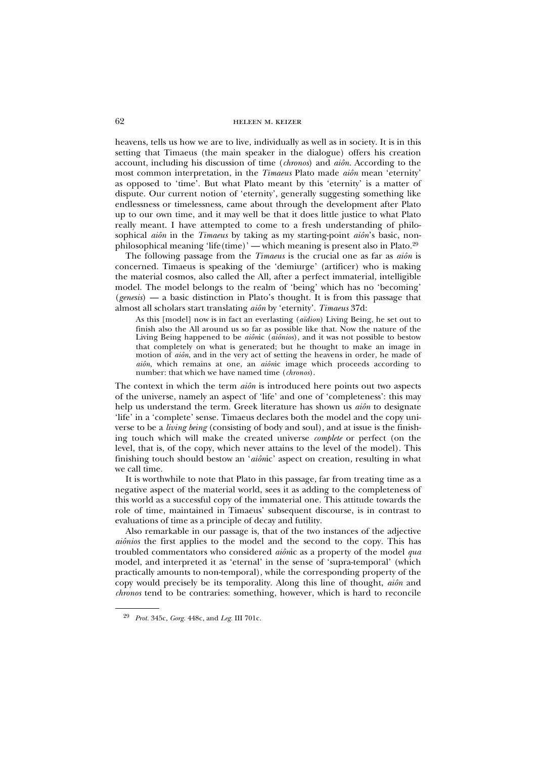heavens, tells us how we are to live, individually as well as in society. It is in this setting that Timaeus (the main speaker in the dialogue) offers his creation account, including his discussion of time (*chronos*) and *aiôn*. According to the most common interpretation, in the *Timaeus* Plato made *aiôn* mean 'eternity' as opposed to 'time'. But what Plato meant by this 'eternity' is a matter of dispute. Our current notion of 'eternity', generally suggesting something like endlessness or timelessness, came about through the development after Plato up to our own time, and it may well be that it does little justice to what Plato really meant. I have attempted to come to a fresh understanding of philosophical *aiôn* in the *Timaeus* by taking as my starting-point *aiôn*'s basic, non-philosophical meaning 'life(time)' — which meaning is present also in Plato.[29]

The following passage from the *Timaeus* is the crucial one as far as *aiôn* is concerned. Timaeus is speaking of the 'demiurge' (artificer) who is making the material cosmos, also called the All, after a perfect immaterial, intelligible model. The model belongs to the realm of 'being' which has no 'becoming' (*genesis*) — a basic distinction in Plato's thought. It is from this passage that almost all scholars start translating *aiôn* by 'eternity'. *Timaeus* 37d:

> As this [model] now is in fact an everlasting (*aïdion*) Living Being, he set out to finish also the All around us so far as possible like that. Now the nature of the Living Being happened to be *aiôn*ic (*aiônios*), and it was not possible to bestow that completely on what is generated; but he thought to make an image in motion of *aiôn*, and in the very act of setting the heavens in order, he made of *aiôn*, which remains at one, an *aiôn*ic image which proceeds according to number: that which we have named time (*chronos*).

The context in which the term *aiôn* is introduced here points out two aspects of the universe, namely an aspect of 'life' and one of 'completeness': this may help us understand the term. Greek literature has shown us *aiôn* to designate 'life' in a 'complete' sense. Timaeus declares both the model and the copy universe to be a *living being* (consisting of body and soul), and at issue is the finishing touch which will make the created universe *complete* or perfect (on the level, that is, of the copy, which never attains to the level of the model). This finishing touch should bestow an '*aiôn*ic' aspect on creation, resulting in what we call time.

It is worthwhile to note that Plato in this passage, far from treating time as a negative aspect of the material world, sees it as adding to the completeness of this world as a successful copy of the immaterial one. This attitude towards the role of time, maintained in Timaeus' subsequent discourse, is in contrast to evaluations of time as a principle of decay and futility.

Also remarkable in our passage is, that of the two instances of the adjective *aiônios* the first applies to the model and the second to the copy. This has troubled commentators who considered *aiôn*ic as a property of the model *qua* model, and interpreted it as 'eternal' in the sense of 'supra-temporal' (which practically amounts to non-temporal), while the corresponding property of the copy would precisely be its temporality. Along this line of thought, *aiôn* and *chronos* tend to be contraries: something, however, which is hard to reconcile

---

[29] *Prot.* 345c, *Gorg.* 448c, and *Leg.* III 701c.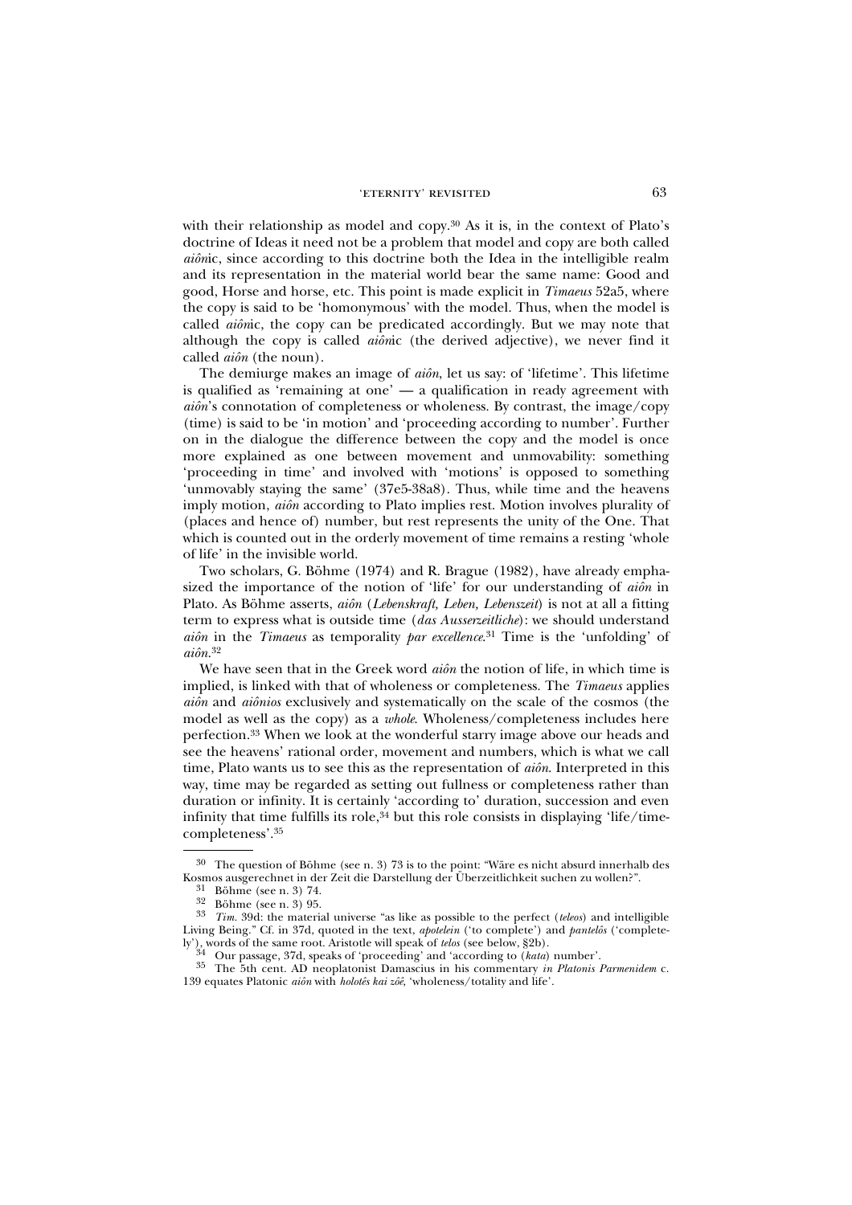with their relationship as model and copy.[30] As it is, in the context of Plato's doctrine of Ideas it need not be a problem that model and copy are both called *aiôn*ic, since according to this doctrine both the Idea in the intelligible realm and its representation in the material world bear the same name: Good and good, Horse and horse, etc. This point is made explicit in *Timaeus* 52a5, where the copy is said to be 'homonymous' with the model. Thus, when the model is called *aiôn*ic, the copy can be predicated accordingly. But we may note that although the copy is called *aiôn*ic (the derived adjective), we never find it called *aiôn* (the noun).

The demiurge makes an image of *aiôn*, let us say: of 'lifetime'. This lifetime is qualified as 'remaining at one' — a qualification in ready agreement with *aiôn*'s connotation of completeness or wholeness. By contrast, the image/copy (time) is said to be 'in motion' and 'proceeding according to number'. Further on in the dialogue the difference between the copy and the model is once more explained as one between movement and unmovability: something 'proceeding in time' and involved with 'motions' is opposed to something 'unmovably staying the same' (37e5-38a8). Thus, while time and the heavens imply motion, *aiôn* according to Plato implies rest. Motion involves plurality of (places and hence of) number, but rest represents the unity of the One. That which is counted out in the orderly movement of time remains a resting 'whole of life' in the invisible world.

Two scholars, G. Böhme (1974) and R. Brague (1982), have already emphasized the importance of the notion of 'life' for our understanding of *aiôn* in Plato. As Böhme asserts, *aiôn* (*Lebenskraft, Leben, Lebenszeit*) is not at all a fitting term to express what is outside time (*das Ausserzeitliche*): we should understand *aiôn* in the *Timaeus* as temporality *par excellence*.[31] Time is the 'unfolding' of *aiôn*.[32]

We have seen that in the Greek word *aiôn* the notion of life, in which time is implied, is linked with that of wholeness or completeness. The *Timaeus* applies *aiôn* and *aiônios* exclusively and systematically on the scale of the cosmos (the model as well as the copy) as a *whole*. Wholeness/completeness includes here perfection.[33] When we look at the wonderful starry image above our heads and see the heavens' rational order, movement and numbers, which is what we call time, Plato wants us to see this as the representation of *aiôn*. Interpreted in this way, time may be regarded as setting out fullness or completeness rather than duration or infinity. It is certainly 'according to' duration, succession and even infinity that time fulfills its role,[34] but this role consists in displaying 'life/time-completeness'.[35]

---

[30] The question of Böhme (see n. 3) 73 is to the point: "Wäre es nicht absurd innerhalb des Kosmos ausgerechnet in der Zeit die Darstellung der Überzeitlichkeit suchen zu wollen?".

[31] Böhme (see n. 3) 74.

[32] Böhme (see n. 3) 95.

[33] *Tim.* 39d: the material universe "as like as possible to the perfect (*teleos*) and intelligible Living Being." Cf. in 37d, quoted in the text, *apotelein* ('to complete') and *pantelôs* ('completely'), words of the same root. Aristotle will speak of *telos* (see below, §2b).

[34] Our passage, 37d, speaks of 'proceeding' and 'according to (*kata*) number'.

[35] The 5th cent. AD neoplatonist Damascius in his commentary *in Platonis Parmenidem* c. 139 equates Platonic *aiôn* with *holotês kai zôê*, 'wholeness/totality and life'.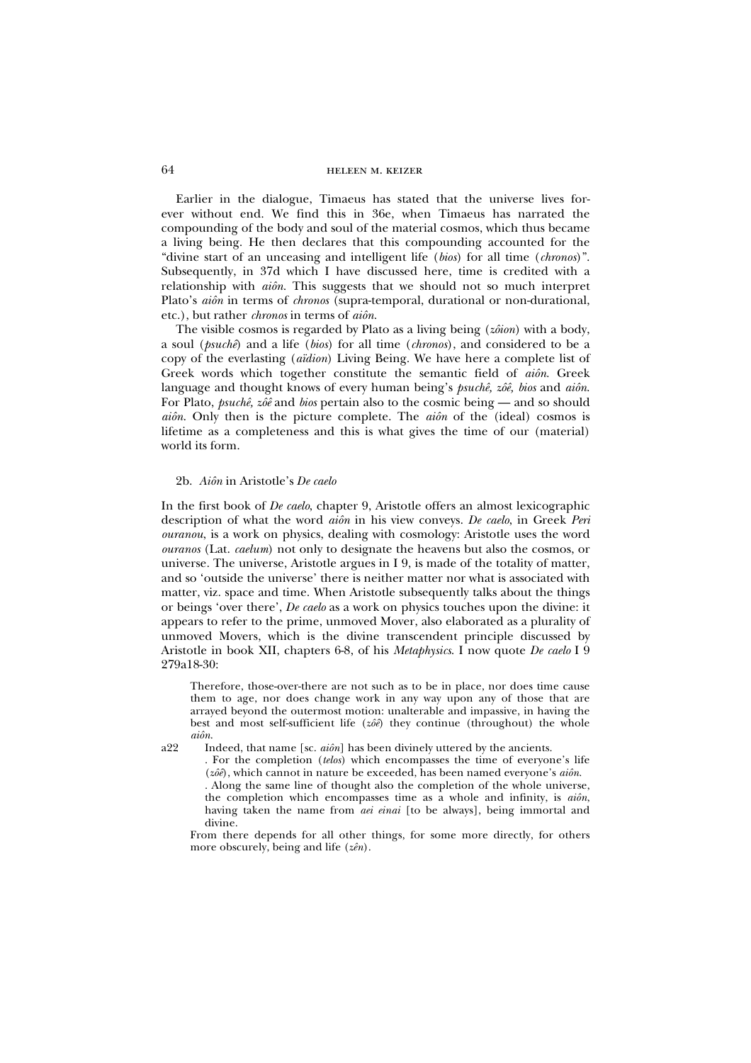Earlier in the dialogue, Timaeus has stated that the universe lives forever without end. We find this in 36e, when Timaeus has narrated the compounding of the body and soul of the material cosmos, which thus became a living being. He then declares that this compounding accounted for the "divine start of an unceasing and intelligent life (*bios*) for all time (*chronos*)". Subsequently, in 37d which I have discussed here, time is credited with a relationship with *aiôn*. This suggests that we should not so much interpret Plato's *aiôn* in terms of *chronos* (supra-temporal, durational or non-durational, etc.), but rather *chronos* in terms of *aiôn*.

The visible cosmos is regarded by Plato as a living being (*zôion*) with a body, a soul (*psuchê*) and a life (*bios*) for all time (*chronos*), and considered to be a copy of the everlasting (*aïdion*) Living Being. We have here a complete list of Greek words which together constitute the semantic field of *aiôn*. Greek language and thought knows of every human being's *psuchê, zôê, bios* and *aiôn*. For Plato, *psuchê, zôê* and *bios* pertain also to the cosmic being — and so should *aiôn*. Only then is the picture complete. The *aiôn* of the (ideal) cosmos is lifetime as a completeness and this is what gives the time of our (material) world its form.

### 2b. *Aiôn* in Aristotle's *De caelo*

In the first book of *De caelo*, chapter 9, Aristotle offers an almost lexicographic description of what the word *aiôn* in his view conveys. *De caelo*, in Greek *Peri ouranou*, is a work on physics, dealing with cosmology: Aristotle uses the word *ouranos* (Lat. *caelum*) not only to designate the heavens but also the cosmos, or universe. The universe, Aristotle argues in I 9, is made of the totality of matter, and so 'outside the universe' there is neither matter nor what is associated with matter, viz. space and time. When Aristotle subsequently talks about the things or beings 'over there', *De caelo* as a work on physics touches upon the divine: it appears to refer to the prime, unmoved Mover, also elaborated as a plurality of unmoved Movers, which is the divine transcendent principle discussed by Aristotle in book XII, chapters 6-8, of his *Metaphysics*. I now quote *De caelo* I 9 279a18-30:

> Therefore, those-over-there are not such as to be in place, nor does time cause them to age, nor does change work in any way upon any of those that are arrayed beyond the outermost motion: unalterable and impassive, in having the best and most self-sufficient life (*zôê*) they continue (throughout) the whole *aiôn*.
>
> a22 Indeed, that name [sc. *aiôn*] has been divinely uttered by the ancients.
>
> . For the completion (*telos*) which encompasses the time of everyone's life (*zôê*), which cannot in nature be exceeded, has been named everyone's *aiôn*.
>
> . Along the same line of thought also the completion of the whole universe, the completion which encompasses time as a whole and infinity, is *aiôn*, having taken the name from *aei einai* [to be always], being immortal and divine.
>
> From there depends for all other things, for some more directly, for others more obscurely, being and life (*zên*).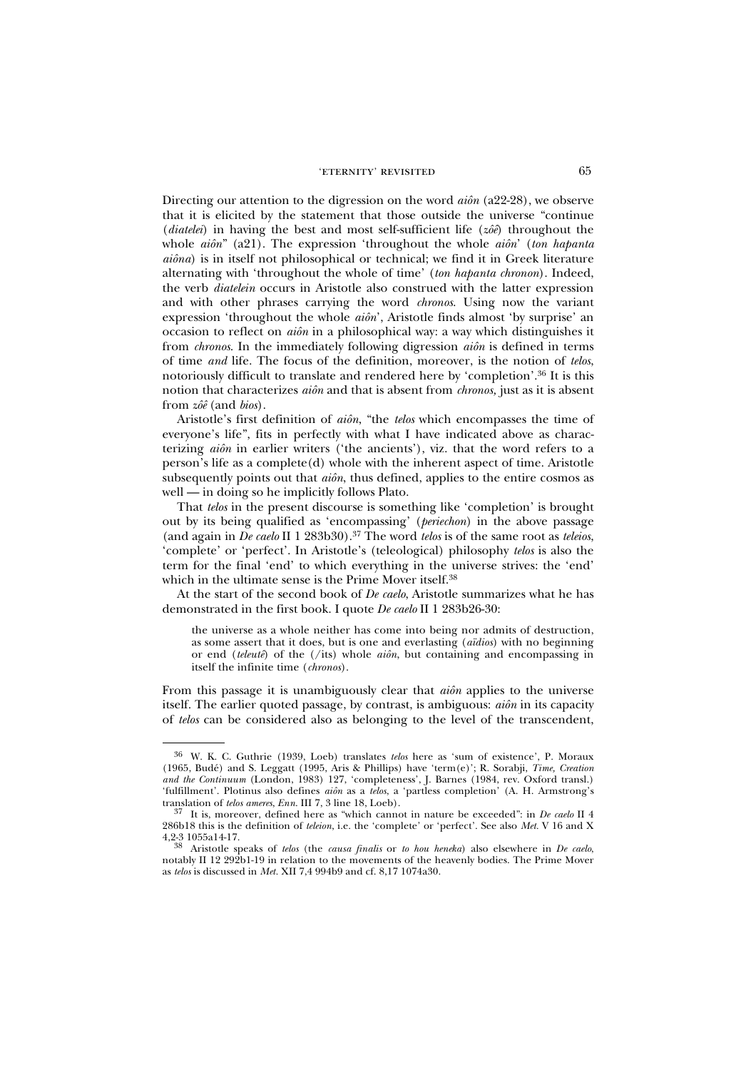Directing our attention to the digression on the word *aiôn* (a22-28), we observe that it is elicited by the statement that those outside the universe "continue (*diatelei*) in having the best and most self-sufficient life (*zôê*) throughout the whole *aiôn*" (a21). The expression 'throughout the whole *aiôn*' (*ton hapanta aiôna*) is in itself not philosophical or technical; we find it in Greek literature alternating with 'throughout the whole of time' (*ton hapanta chronon*). Indeed, the verb *diatelein* occurs in Aristotle also construed with the latter expression and with other phrases carrying the word *chronos*. Using now the variant expression 'throughout the whole *aiôn*', Aristotle finds almost 'by surprise' an occasion to reflect on *aiôn* in a philosophical way: a way which distinguishes it from *chronos*. In the immediately following digression *aiôn* is defined in terms of time *and* life. The focus of the definition, moreover, is the notion of *telos*, notoriously difficult to translate and rendered here by 'completion'.[36] It is this notion that characterizes *aiôn* and that is absent from *chronos,* just as it is absent from *zôê* (and *bios*).

Aristotle's first definition of *aiôn*, "the *telos* which encompasses the time of everyone's life", fits in perfectly with what I have indicated above as characterizing *aiôn* in earlier writers ('the ancients'), viz. that the word refers to a person's life as a complete(d) whole with the inherent aspect of time. Aristotle subsequently points out that *aiôn*, thus defined, applies to the entire cosmos as well — in doing so he implicitly follows Plato.

That *telos* in the present discourse is something like 'completion' is brought out by its being qualified as 'encompassing' (*periechon*) in the above passage (and again in *De caelo* II 1 283b30).[37] The word *telos* is of the same root as *teleios*, 'complete' or 'perfect'. In Aristotle's (teleological) philosophy *telos* is also the term for the final 'end' to which everything in the universe strives: the 'end' which in the ultimate sense is the Prime Mover itself.[38]

At the start of the second book of *De caelo*, Aristotle summarizes what he has demonstrated in the first book. I quote *De caelo* II 1 283b26-30:

> the universe as a whole neither has come into being nor admits of destruction, as some assert that it does, but is one and everlasting (*aïdios*) with no beginning or end (*teleutê*) of the (/its) whole *aiôn*, but containing and encompassing in itself the infinite time (*chronos*).

From this passage it is unambiguously clear that *aiôn* applies to the universe itself. The earlier quoted passage, by contrast, is ambiguous: *aiôn* in its capacity of *telos* can be considered also as belonging to the level of the transcendent,

---

[36] W. K. C. Guthrie (1939, Loeb) translates *telos* here as 'sum of existence', P. Moraux (1965, Budé) and S. Leggatt (1995, Aris & Phillips) have 'term(e)'; R. Sorabji, *Time, Creation and the Continuum* (London, 1983) 127, 'completeness', J. Barnes (1984, rev. Oxford transl.) 'fulfillment'. Plotinus also defines *aiôn* as a *telos*, a 'partless completion' (A. H. Armstrong's translation of *telos ameres*, *Enn*. III 7, 3 line 18, Loeb).

[37] It is, moreover, defined here as "which cannot in nature be exceeded": in *De caelo* II 4 286b18 this is the definition of *teleion*, i.e. the 'complete' or 'perfect'. See also *Met*. V 16 and X 4,2-3 1055a14-17.

[38] Aristotle speaks of *telos* (the *causa finalis* or *to hou heneka*) also elsewhere in *De caelo*, notably II 12 292b1-19 in relation to the movements of the heavenly bodies. The Prime Mover as *telos* is discussed in *Met*. XII 7,4 994b9 and cf. 8,17 1074a30.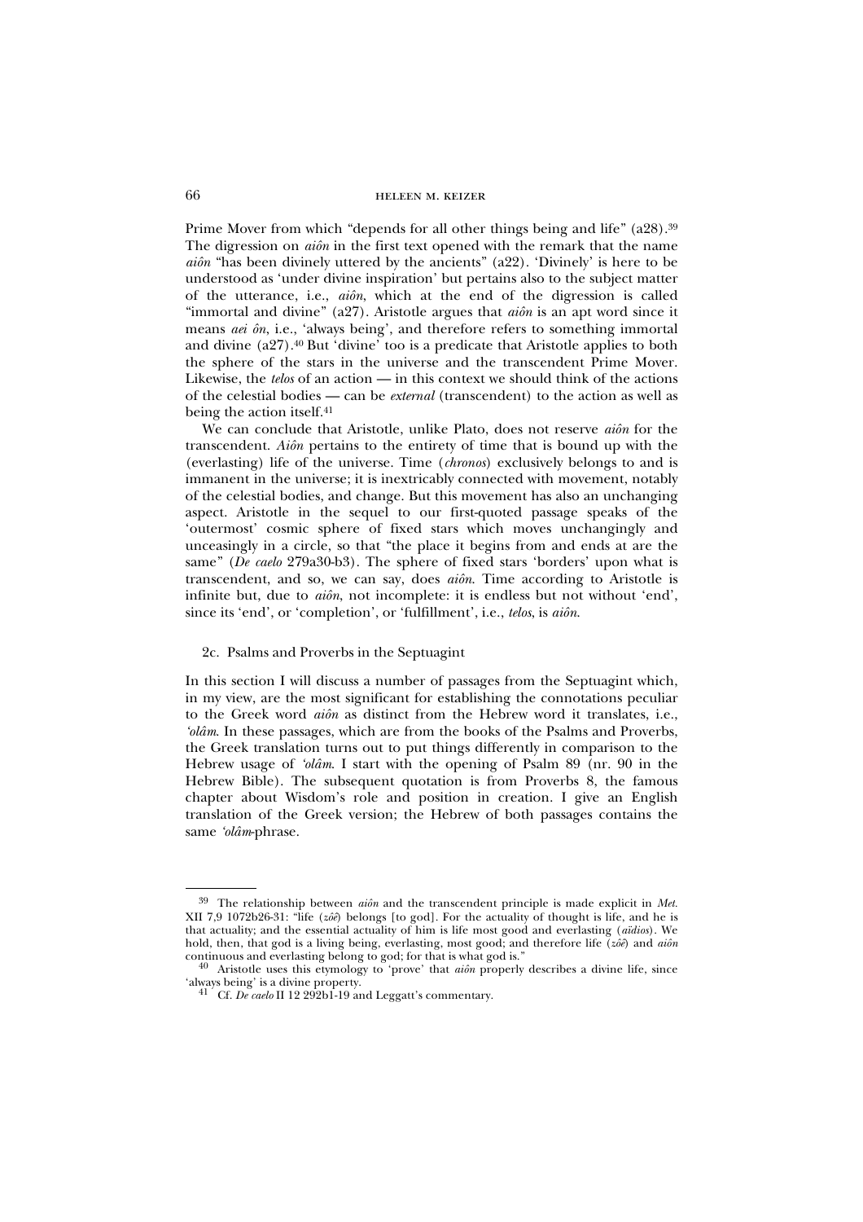Prime Mover from which "depends for all other things being and life" (a28).[39] The digression on *aiôn* in the first text opened with the remark that the name *aiôn* "has been divinely uttered by the ancients" (a22). 'Divinely' is here to be understood as 'under divine inspiration' but pertains also to the subject matter of the utterance, i.e., *aiôn*, which at the end of the digression is called "immortal and divine" (a27). Aristotle argues that *aiôn* is an apt word since it means *aei ôn*, i.e., 'always being', and therefore refers to something immortal and divine (a27).[40] But 'divine' too is a predicate that Aristotle applies to both the sphere of the stars in the universe and the transcendent Prime Mover. Likewise, the *telos* of an action — in this context we should think of the actions of the celestial bodies — can be *external* (transcendent) to the action as well as being the action itself.[41]

We can conclude that Aristotle, unlike Plato, does not reserve *aiôn* for the transcendent. *Aiôn* pertains to the entirety of time that is bound up with the (everlasting) life of the universe. Time (*chronos*) exclusively belongs to and is immanent in the universe; it is inextricably connected with movement, notably of the celestial bodies, and change. But this movement has also an unchanging aspect. Aristotle in the sequel to our first-quoted passage speaks of the 'outermost' cosmic sphere of fixed stars which moves unchangingly and unceasingly in a circle, so that "the place it begins from and ends at are the same" (*De caelo* 279a30-b3). The sphere of fixed stars 'borders' upon what is transcendent, and so, we can say, does *aiôn*. Time according to Aristotle is infinite but, due to *aiôn*, not incomplete: it is endless but not without 'end', since its 'end', or 'completion', or 'fulfillment', i.e., *telos*, is *aiôn*.

### 2c. Psalms and Proverbs in the Septuagint

In this section I will discuss a number of passages from the Septuagint which, in my view, are the most significant for establishing the connotations peculiar to the Greek word *aiôn* as distinct from the Hebrew word it translates, i.e., *'olâm*. In these passages, which are from the books of the Psalms and Proverbs, the Greek translation turns out to put things differently in comparison to the Hebrew usage of *'olâm*. I start with the opening of Psalm 89 (nr. 90 in the Hebrew Bible). The subsequent quotation is from Proverbs 8, the famous chapter about Wisdom's role and position in creation. I give an English translation of the Greek version; the Hebrew of both passages contains the same *'olâm*-phrase.

---

[39] The relationship between *aiôn* and the transcendent principle is made explicit in *Met.* XII 7,9 1072b26-31: "life (*zôê*) belongs [to god]. For the actuality of thought is life, and he is that actuality; and the essential actuality of him is life most good and everlasting (*aïdios*). We hold, then, that god is a living being, everlasting, most good; and therefore life (*zôê*) and *aiôn* continuous and everlasting belong to god; for that is what god is."

[40] Aristotle uses this etymology to 'prove' that *aiôn* properly describes a divine life, since 'always being' is a divine property.

[41] Cf. *De caelo* II 12 292b1-19 and Leggatt's commentary.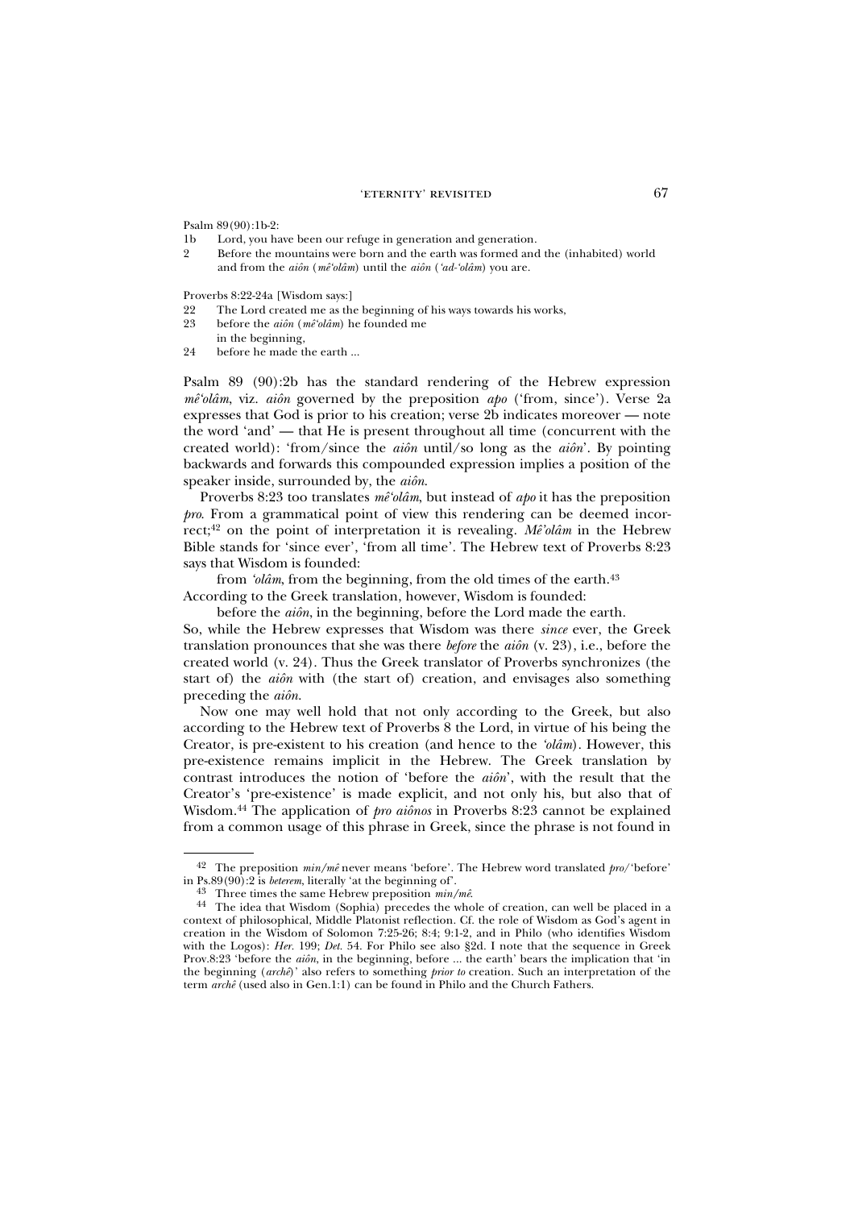Psalm 89(90):1b-2:

1b Lord, you have been our refuge in generation and generation.

2 Before the mountains were born and the earth was formed and the (inhabited) world and from the *aiôn* (*mê'olâm*) until the *aiôn* (*'ad-'olâm*) you are.

Proverbs 8:22-24a [Wisdom says:]

22 The Lord created me as the beginning of his ways towards his works,

23 before the *aiôn* (*mê'olâm*) he founded me
in the beginning,

24 before he made the earth ...

Psalm 89 (90):2b has the standard rendering of the Hebrew expression *mê'olâm*, viz. *aiôn* governed by the preposition *apo* ('from, since'). Verse 2a expresses that God is prior to his creation; verse 2b indicates moreover — note the word 'and' — that He is present throughout all time (concurrent with the created world): 'from/since the *aiôn* until/so long as the *aiôn*'. By pointing backwards and forwards this compounded expression implies a position of the speaker inside, surrounded by, the *aiôn*.

Proverbs 8:23 too translates *mê'olâm*, but instead of *apo* it has the preposition *pro*. From a grammatical point of view this rendering can be deemed incorrect;[42] on the point of interpretation it is revealing. *Mê'olâm* in the Hebrew Bible stands for 'since ever', 'from all time'. The Hebrew text of Proverbs 8:23 says that Wisdom is founded:

from *'olâm*, from the beginning, from the old times of the earth.[43]

According to the Greek translation, however, Wisdom is founded:

before the *aiôn*, in the beginning, before the Lord made the earth.

So, while the Hebrew expresses that Wisdom was there *since* ever, the Greek translation pronounces that she was there *before* the *aiôn* (v. 23), i.e., before the created world (v. 24). Thus the Greek translator of Proverbs synchronizes (the start of) the *aiôn* with (the start of) creation, and envisages also something preceding the *aiôn*.

Now one may well hold that not only according to the Greek, but also according to the Hebrew text of Proverbs 8 the Lord, in virtue of his being the Creator, is pre-existent to his creation (and hence to the *'olâm*). However, this pre-existence remains implicit in the Hebrew. The Greek translation by contrast introduces the notion of 'before the *aiôn*', with the result that the Creator's 'pre-existence' is made explicit, and not only his, but also that of Wisdom.[44] The application of *pro aiônos* in Proverbs 8:23 cannot be explained from a common usage of this phrase in Greek, since the phrase is not found in

---

[42] The preposition *min/mê* never means 'before'. The Hebrew word translated *pro*/'before' in Ps.89(90):2 is *beterem*, literally 'at the beginning of'.

[43] Three times the same Hebrew preposition *min/mê*.

[44] The idea that Wisdom (Sophia) precedes the whole of creation, can well be placed in a context of philosophical, Middle Platonist reflection. Cf. the role of Wisdom as God's agent in creation in the Wisdom of Solomon 7:25-26; 8:4; 9:1-2, and in Philo (who identifies Wisdom with the Logos): *Her.* 199; *Det.* 54. For Philo see also §2d. I note that the sequence in Greek Prov.8:23 'before the *aiôn*, in the beginning, before ... the earth' bears the implication that 'in the beginning (*archê*)' also refers to something *prior to* creation. Such an interpretation of the term *archê* (used also in Gen.1:1) can be found in Philo and the Church Fathers.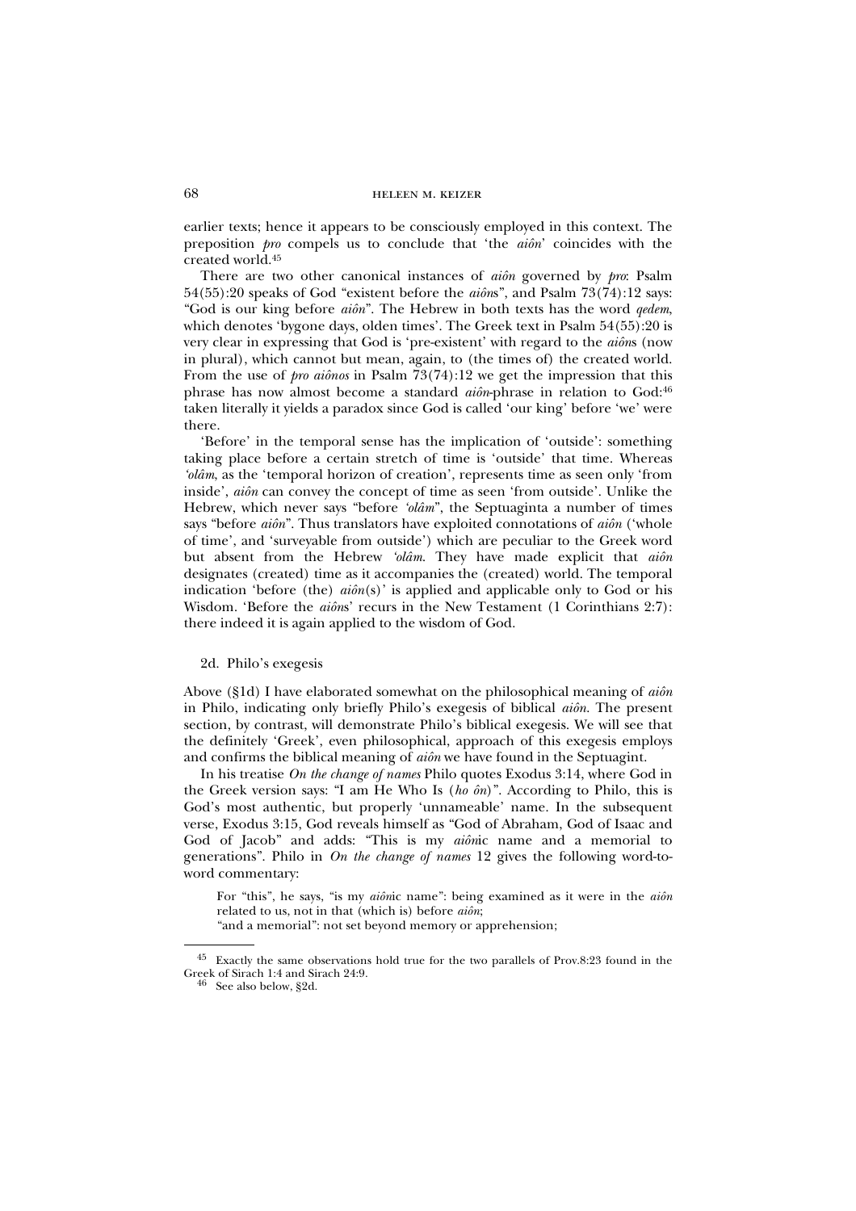earlier texts; hence it appears to be consciously employed in this context. The preposition *pro* compels us to conclude that 'the *aiôn*' coincides with the created world.[45]

There are two other canonical instances of *aiôn* governed by *pro*: Psalm 54(55):20 speaks of God "existent before the *aiôn*s", and Psalm 73(74):12 says: "God is our king before *aiôn*". The Hebrew in both texts has the word *qedem*, which denotes 'bygone days, olden times'. The Greek text in Psalm 54(55):20 is very clear in expressing that God is 'pre-existent' with regard to the *aiôn*s (now in plural), which cannot but mean, again, to (the times of) the created world. From the use of *pro aiônos* in Psalm 73(74):12 we get the impression that this phrase has now almost become a standard *aiôn*-phrase in relation to God:[46] taken literally it yields a paradox since God is called 'our king' before 'we' were there.

'Before' in the temporal sense has the implication of 'outside': something taking place before a certain stretch of time is 'outside' that time. Whereas *'olâm*, as the 'temporal horizon of creation', represents time as seen only 'from inside', *aiôn* can convey the concept of time as seen 'from outside'. Unlike the Hebrew, which never says "before *'olâm*", the Septuaginta a number of times says "before *aiôn*". Thus translators have exploited connotations of *aiôn* ('whole of time', and 'surveyable from outside') which are peculiar to the Greek word but absent from the Hebrew *'olâm*. They have made explicit that *aiôn* designates (created) time as it accompanies the (created) world. The temporal indication 'before (the) *aiôn*(s)' is applied and applicable only to God or his Wisdom. 'Before the *aiôn*s' recurs in the New Testament (1 Corinthians 2:7): there indeed it is again applied to the wisdom of God.

### 2d. Philo's exegesis

Above (§1d) I have elaborated somewhat on the philosophical meaning of *aiôn* in Philo, indicating only briefly Philo's exegesis of biblical *aiôn*. The present section, by contrast, will demonstrate Philo's biblical exegesis. We will see that the definitely 'Greek', even philosophical, approach of this exegesis employs and confirms the biblical meaning of *aiôn* we have found in the Septuagint.

In his treatise *On the change of names* Philo quotes Exodus 3:14, where God in the Greek version says: "I am He Who Is (*ho ôn*)". According to Philo, this is God's most authentic, but properly 'unnameable' name. In the subsequent verse, Exodus 3:15, God reveals himself as "God of Abraham, God of Isaac and God of Jacob" and adds: "This is my *aiôn*ic name and a memorial to generations". Philo in *On the change of names* 12 gives the following word-to-word commentary:

> For "this", he says, "is my *aiôn*ic name": being examined as it were in the *aiôn* related to us, not in that (which is) before *aiôn*;
> "and a memorial": not set beyond memory or apprehension;

[45] Exactly the same observations hold true for the two parallels of Prov.8:23 found in the Greek of Sirach 1:4 and Sirach 24:9.

[46] See also below, §2d.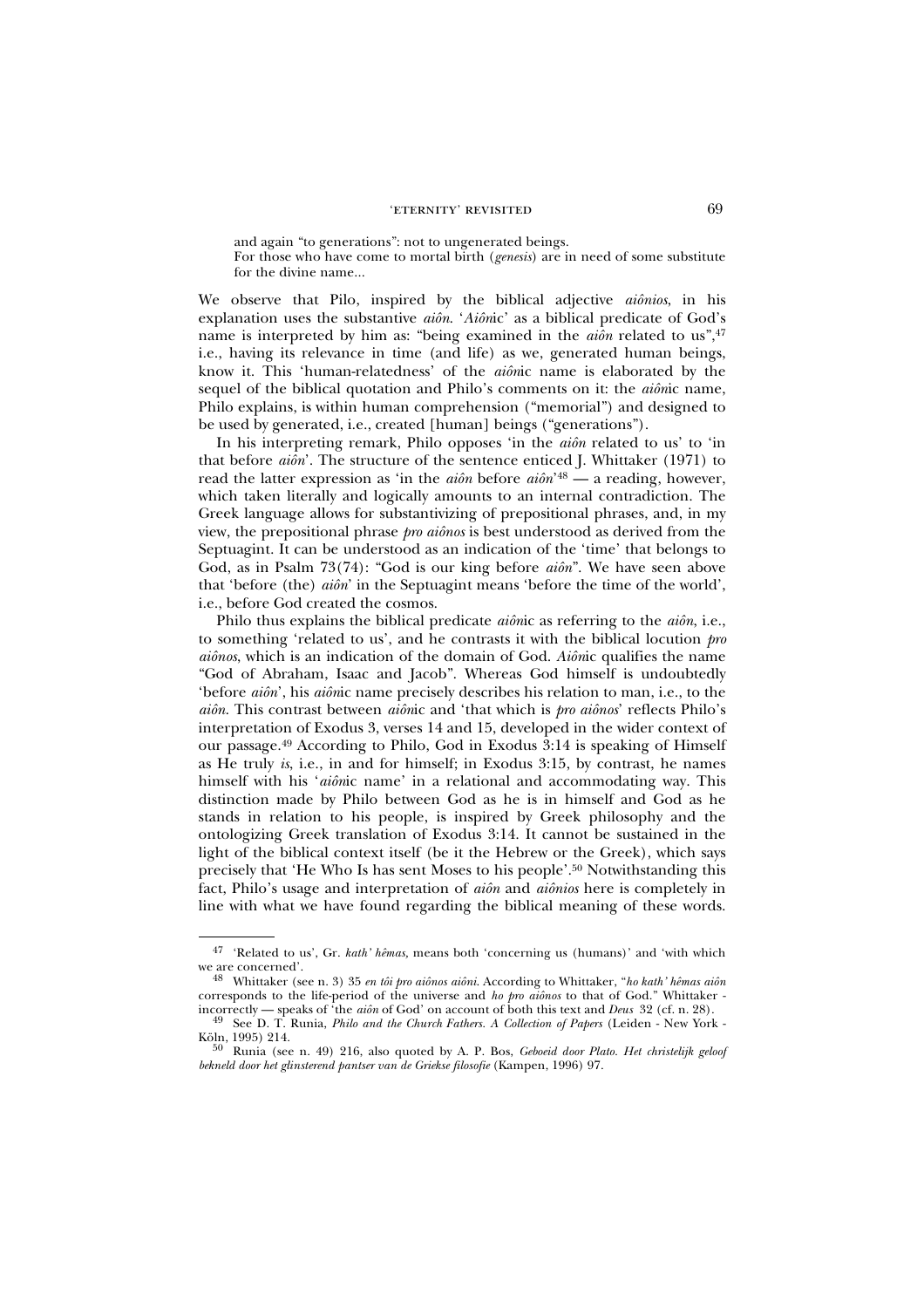and again "to generations": not to ungenerated beings.
For those who have come to mortal birth (*genesis*) are in need of some substitute for the divine name...

We observe that Pilo, inspired by the biblical adjective *aiônios*, in his explanation uses the substantive *aiôn*. '*Aiôn*ic' as a biblical predicate of God's name is interpreted by him as: "being examined in the *aiôn* related to us",[47] i.e., having its relevance in time (and life) as we, generated human beings, know it. This 'human-relatedness' of the *aiôn*ic name is elaborated by the sequel of the biblical quotation and Philo's comments on it: the *aiôn*ic name, Philo explains, is within human comprehension ("memorial") and designed to be used by generated, i.e., created [human] beings ("generations").

In his interpreting remark, Philo opposes 'in the *aiôn* related to us' to 'in that before *aiôn*'. The structure of the sentence enticed J. Whittaker (1971) to read the latter expression as 'in the *aiôn* before *aiôn*'[48] — a reading, however, which taken literally and logically amounts to an internal contradiction. The Greek language allows for substantivizing of prepositional phrases, and, in my view, the prepositional phrase *pro aiônos* is best understood as derived from the Septuagint. It can be understood as an indication of the 'time' that belongs to God, as in Psalm 73(74): "God is our king before *aiôn*". We have seen above that 'before (the) *aiôn*' in the Septuagint means 'before the time of the world', i.e., before God created the cosmos.

Philo thus explains the biblical predicate *aiôn*ic as referring to the *aiôn*, i.e., to something 'related to us', and he contrasts it with the biblical locution *pro aiônos*, which is an indication of the domain of God. *Aiôn*ic qualifies the name "God of Abraham, Isaac and Jacob". Whereas God himself is undoubtedly 'before *aiôn*', his *aiôn*ic name precisely describes his relation to man, i.e., to the *aiôn*. This contrast between *aiôn*ic and 'that which is *pro aiônos*' reflects Philo's interpretation of Exodus 3, verses 14 and 15, developed in the wider context of our passage.[49] According to Philo, God in Exodus 3:14 is speaking of Himself as He truly *is*, i.e., in and for himself; in Exodus 3:15, by contrast, he names himself with his '*aiôn*ic name' in a relational and accommodating way. This distinction made by Philo between God as he is in himself and God as he stands in relation to his people, is inspired by Greek philosophy and the ontologizing Greek translation of Exodus 3:14. It cannot be sustained in the light of the biblical context itself (be it the Hebrew or the Greek), which says precisely that 'He Who Is has sent Moses to his people'.[50] Notwithstanding this fact, Philo's usage and interpretation of *aiôn* and *aiônios* here is completely in line with what we have found regarding the biblical meaning of these words.

---

[47] 'Related to us', Gr. *kath' hêmas,* means both 'concerning us (humans)' and 'with which we are concerned'.

[48] Whittaker (see n. 3) 35 *en tôi pro aiônos aiôni*. According to Whittaker, "*ho kath' hêmas aiôn* corresponds to the life-period of the universe and *ho pro aiônos* to that of God." Whittaker - incorrectly — speaks of 'the *aiôn* of God' on account of both this text and *Deus* 32 (cf. n. 28).

[49] See D. T. Runia, *Philo and the Church Fathers. A Collection of Papers* (Leiden - New York - Köln, 1995) 214.

[50] Runia (see n. 49) 216, also quoted by A. P. Bos, *Geboeid door Plato. Het christelijk geloof bekneld door het glinsterend pantser van de Griekse filosofie* (Kampen, 1996) 97.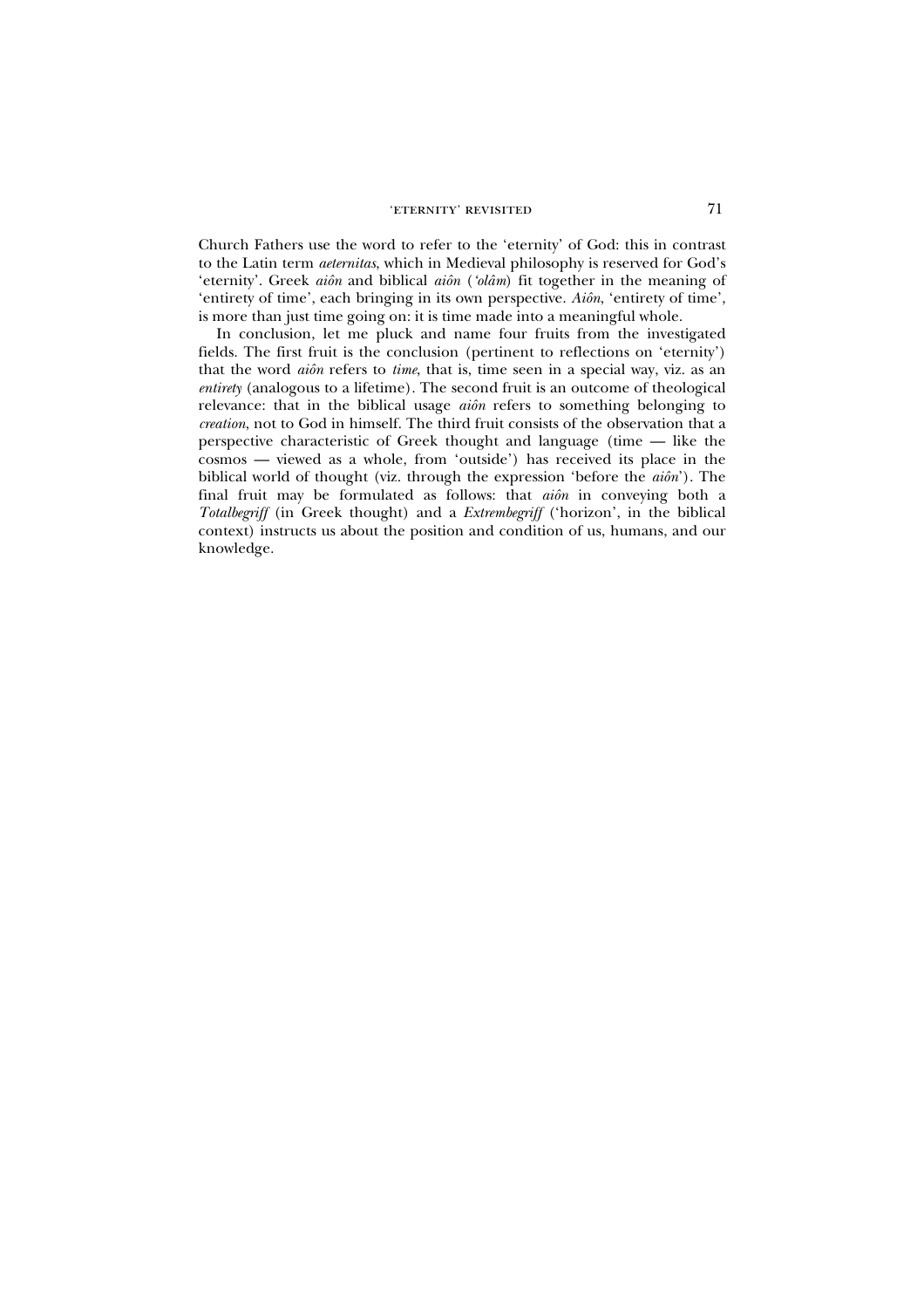Church Fathers use the word to refer to the 'eternity' of God: this in contrast to the Latin term *aeternitas*, which in Medieval philosophy is reserved for God's 'eternity'. Greek *aiôn* and biblical *aiôn* (*'olâm*) fit together in the meaning of 'entirety of time', each bringing in its own perspective. *Aiôn*, 'entirety of time', is more than just time going on: it is time made into a meaningful whole.

In conclusion, let me pluck and name four fruits from the investigated fields. The first fruit is the conclusion (pertinent to reflections on 'eternity') that the word *aiôn* refers to *time*, that is, time seen in a special way, viz. as an *entirety* (analogous to a lifetime). The second fruit is an outcome of theological relevance: that in the biblical usage *aiôn* refers to something belonging to *creation*, not to God in himself. The third fruit consists of the observation that a perspective characteristic of Greek thought and language (time — like the cosmos — viewed as a whole, from 'outside') has received its place in the biblical world of thought (viz. through the expression 'before the *aiôn*'). The final fruit may be formulated as follows: that *aiôn* in conveying both a *Totalbegriff* (in Greek thought) and a *Extrembegriff* ('horizon', in the biblical context) instructs us about the position and condition of us, humans, and our knowledge.